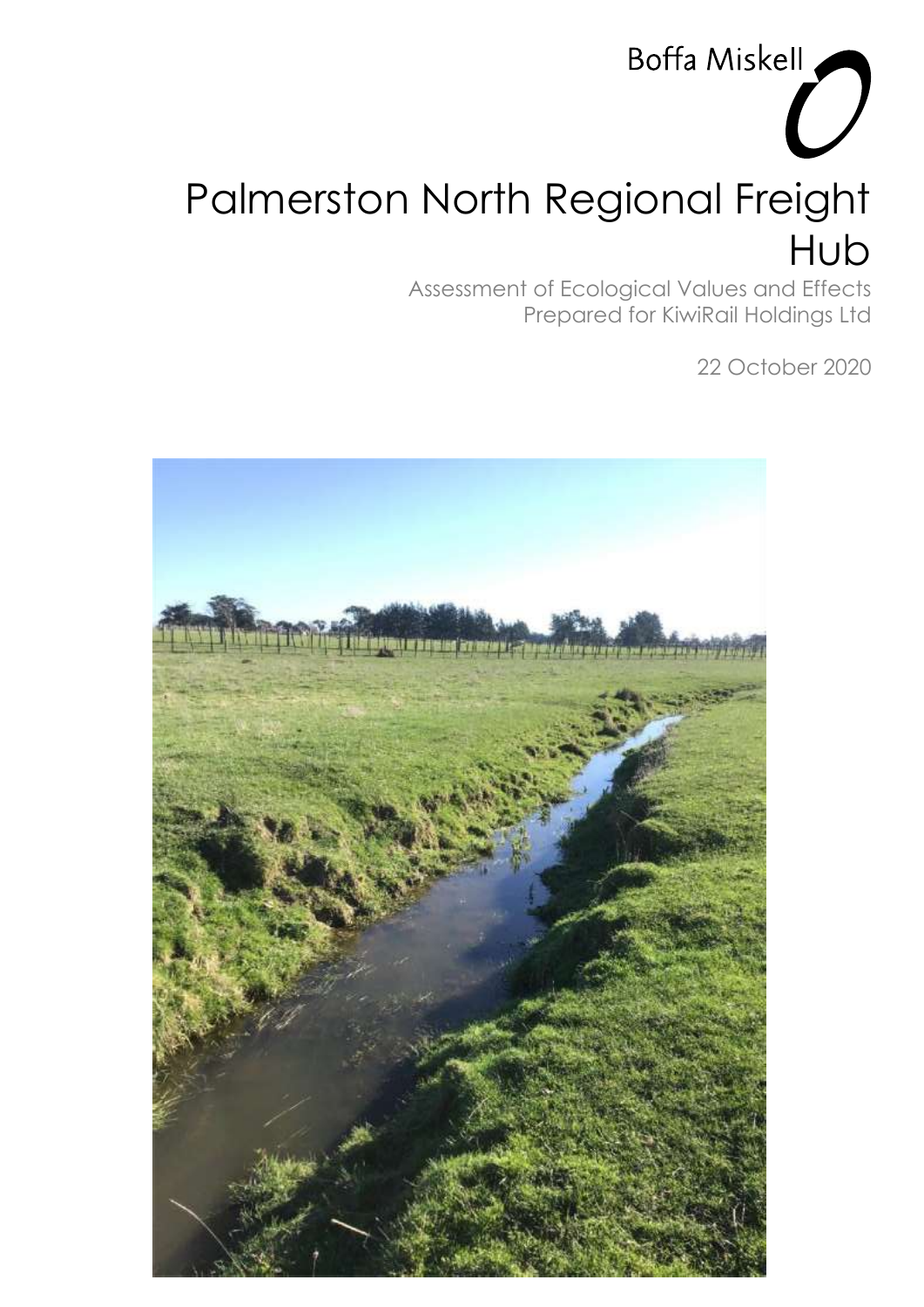Boffa Miskell

# Palmerston North Regional Freight Hub

Assessment of Ecological Values and Effects
Prepared for KiwiRail Holdings Ltd

22 October 2020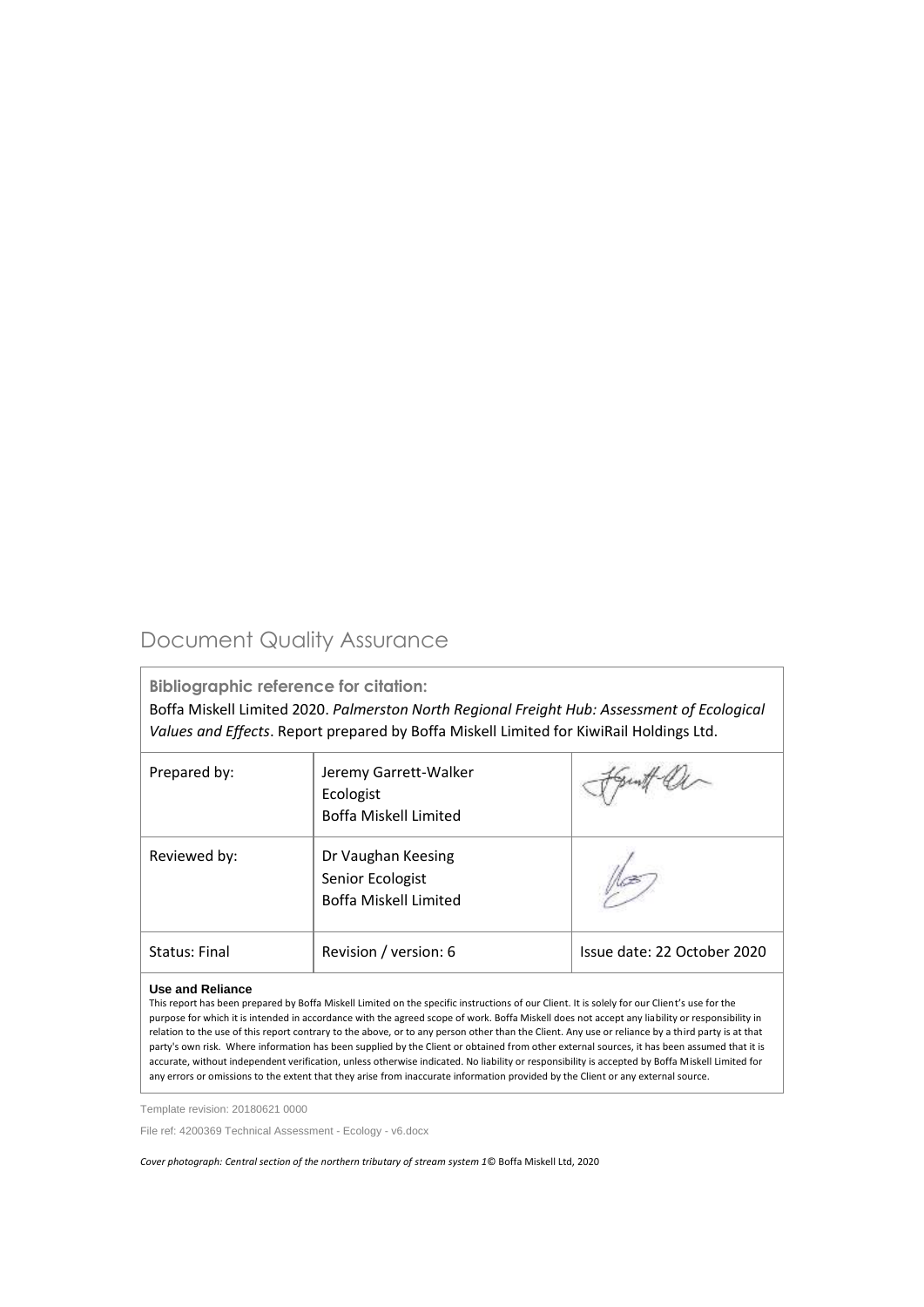# Document Quality Assurance

**Bibliographic reference for citation:**

Boffa Miskell Limited 2020. *Palmerston North Regional Freight Hub: Assessment of Ecological Values and Effects*. Report prepared by Boffa Miskell Limited for KiwiRail Holdings Ltd.

| Prepared by: | Jeremy Garrett-Walker<br>Ecologist<br>Boffa Miskell Limited | |
|---|---|---|
| Reviewed by: | Dr Vaughan Keesing<br>Senior Ecologist<br>Boffa Miskell Limited | |
| Status: Final | Revision / version: 6 | Issue date: 22 October 2020 |

**Use and Reliance**

This report has been prepared by Boffa Miskell Limited on the specific instructions of our Client. It is solely for our Client's use for the purpose for which it is intended in accordance with the agreed scope of work. Boffa Miskell does not accept any liability or responsibility in relation to the use of this report contrary to the above, or to any person other than the Client. Any use or reliance by a third party is at that party's own risk. Where information has been supplied by the Client or obtained from other external sources, it has been assumed that it is accurate, without independent verification, unless otherwise indicated. No liability or responsibility is accepted by Boffa Miskell Limited for any errors or omissions to the extent that they arise from inaccurate information provided by the Client or any external source.

Template revision: 20180621 0000

File ref: 4200369 Technical Assessment - Ecology - v6.docx

*Cover photograph: Central section of the northern tributary of stream system 1*© Boffa Miskell Ltd, 2020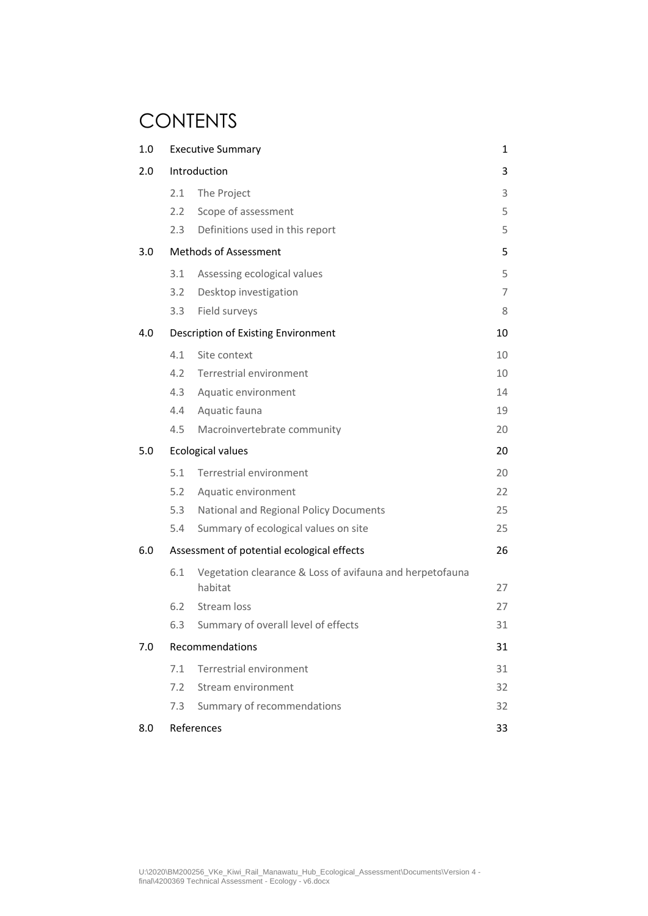# CONTENTS

| | | |
|---|---|---|
| 1.0 | Executive Summary | 1 |
| 2.0 | Introduction | 3 |
| | 2.1 The Project | 3 |
| | 2.2 Scope of assessment | 5 |
| | 2.3 Definitions used in this report | 5 |
| 3.0 | Methods of Assessment | 5 |
| | 3.1 Assessing ecological values | 5 |
| | 3.2 Desktop investigation | 7 |
| | 3.3 Field surveys | 8 |
| 4.0 | Description of Existing Environment | 10 |
| | 4.1 Site context | 10 |
| | 4.2 Terrestrial environment | 10 |
| | 4.3 Aquatic environment | 14 |
| | 4.4 Aquatic fauna | 19 |
| | 4.5 Macroinvertebrate community | 20 |
| 5.0 | Ecological values | 20 |
| | 5.1 Terrestrial environment | 20 |
| | 5.2 Aquatic environment | 22 |
| | 5.3 National and Regional Policy Documents | 25 |
| | 5.4 Summary of ecological values on site | 25 |
| 6.0 | Assessment of potential ecological effects | 26 |
| | 6.1 Vegetation clearance & Loss of avifauna and herpetofauna habitat | 27 |
| | 6.2 Stream loss | 27 |
| | 6.3 Summary of overall level of effects | 31 |
| 7.0 | Recommendations | 31 |
| | 7.1 Terrestrial environment | 31 |
| | 7.2 Stream environment | 32 |
| | 7.3 Summary of recommendations | 32 |
| 8.0 | References | 33 |

U:\2020\BM200256_VKe_Kiwi_Rail_Manawatu_Hub_Ecological_Assessment\Documents\Version 4 - final\4200369 Technical Assessment - Ecology - v6.docx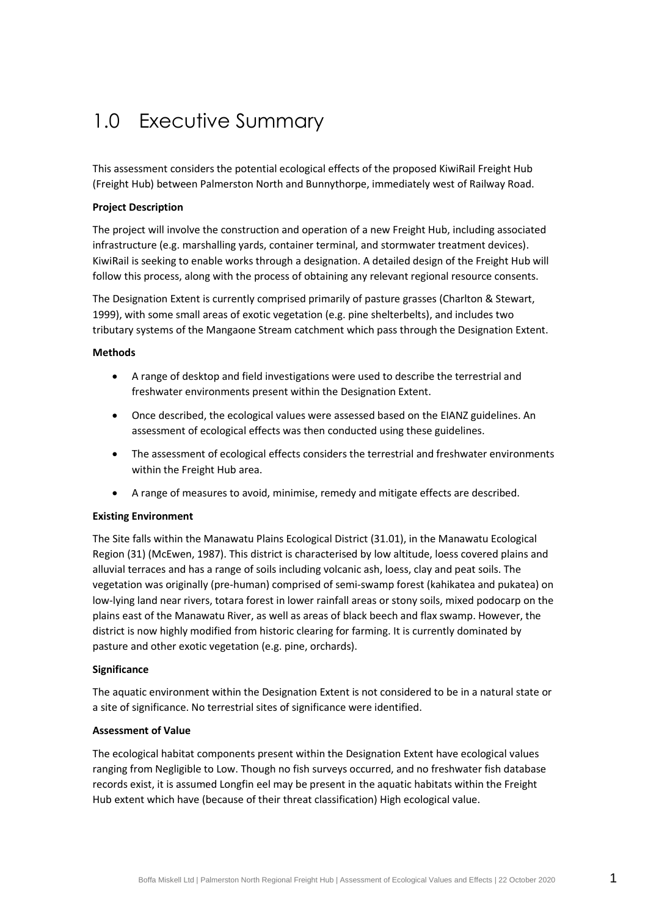# 1.0 Executive Summary

This assessment considers the potential ecological effects of the proposed KiwiRail Freight Hub (Freight Hub) between Palmerston North and Bunnythorpe, immediately west of Railway Road.

**Project Description**

The project will involve the construction and operation of a new Freight Hub, including associated infrastructure (e.g. marshalling yards, container terminal, and stormwater treatment devices). KiwiRail is seeking to enable works through a designation. A detailed design of the Freight Hub will follow this process, along with the process of obtaining any relevant regional resource consents.

The Designation Extent is currently comprised primarily of pasture grasses (Charlton & Stewart, 1999), with some small areas of exotic vegetation (e.g. pine shelterbelts), and includes two tributary systems of the Mangaone Stream catchment which pass through the Designation Extent.

**Methods**

- A range of desktop and field investigations were used to describe the terrestrial and freshwater environments present within the Designation Extent.
- Once described, the ecological values were assessed based on the EIANZ guidelines. An assessment of ecological effects was then conducted using these guidelines.
- The assessment of ecological effects considers the terrestrial and freshwater environments within the Freight Hub area.
- A range of measures to avoid, minimise, remedy and mitigate effects are described.

**Existing Environment**

The Site falls within the Manawatu Plains Ecological District (31.01), in the Manawatu Ecological Region (31) (McEwen, 1987). This district is characterised by low altitude, loess covered plains and alluvial terraces and has a range of soils including volcanic ash, loess, clay and peat soils. The vegetation was originally (pre-human) comprised of semi-swamp forest (kahikatea and pukatea) on low-lying land near rivers, totara forest in lower rainfall areas or stony soils, mixed podocarp on the plains east of the Manawatu River, as well as areas of black beech and flax swamp. However, the district is now highly modified from historic clearing for farming. It is currently dominated by pasture and other exotic vegetation (e.g. pine, orchards).

**Significance**

The aquatic environment within the Designation Extent is not considered to be in a natural state or a site of significance. No terrestrial sites of significance were identified.

**Assessment of Value**

The ecological habitat components present within the Designation Extent have ecological values ranging from Negligible to Low. Though no fish surveys occurred, and no freshwater fish database records exist, it is assumed Longfin eel may be present in the aquatic habitats within the Freight Hub extent which have (because of their threat classification) High ecological value.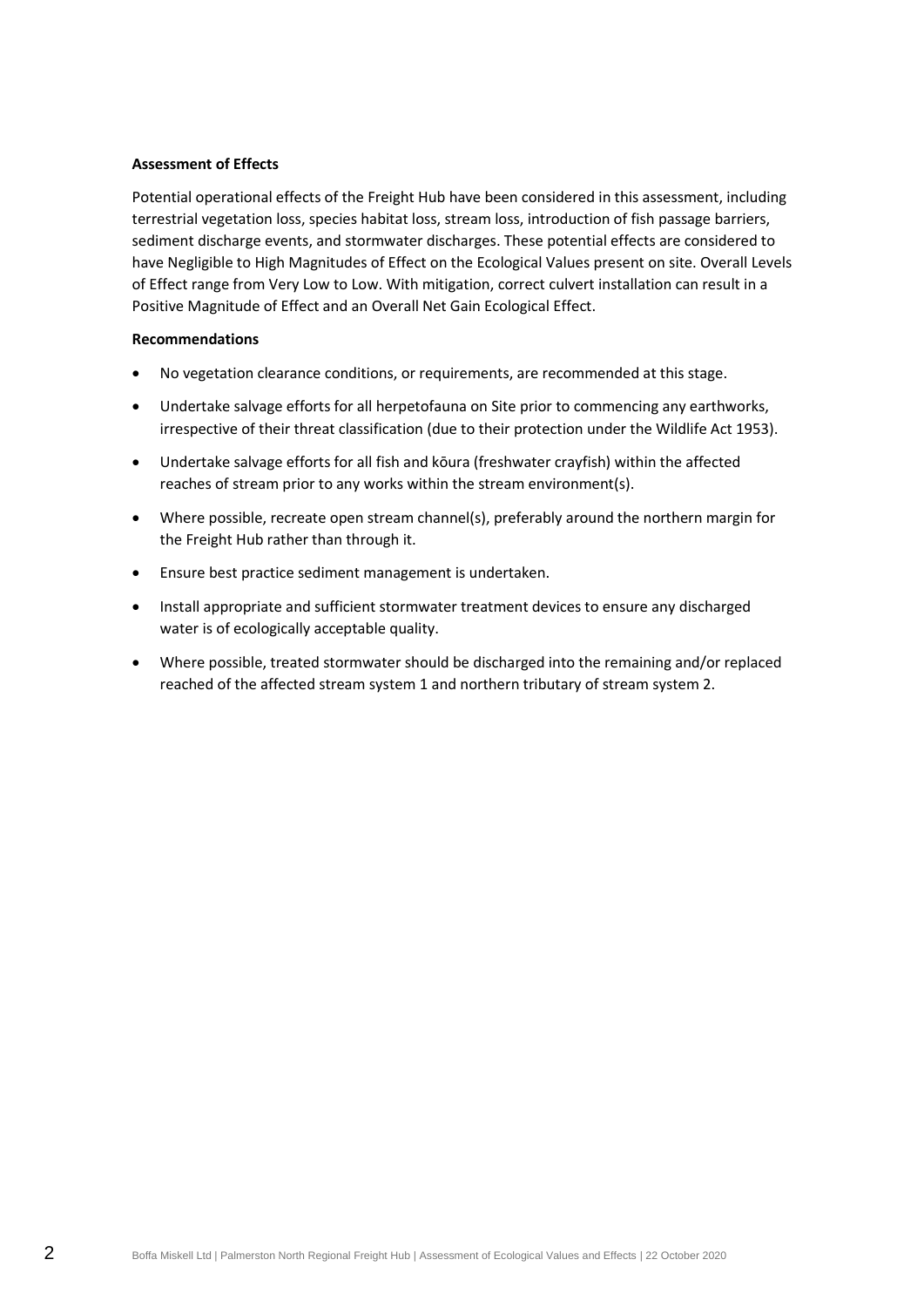**Assessment of Effects**

Potential operational effects of the Freight Hub have been considered in this assessment, including terrestrial vegetation loss, species habitat loss, stream loss, introduction of fish passage barriers, sediment discharge events, and stormwater discharges. These potential effects are considered to have Negligible to High Magnitudes of Effect on the Ecological Values present on site. Overall Levels of Effect range from Very Low to Low. With mitigation, correct culvert installation can result in a Positive Magnitude of Effect and an Overall Net Gain Ecological Effect.

**Recommendations**

- No vegetation clearance conditions, or requirements, are recommended at this stage.
- Undertake salvage efforts for all herpetofauna on Site prior to commencing any earthworks, irrespective of their threat classification (due to their protection under the Wildlife Act 1953).
- Undertake salvage efforts for all fish and kōura (freshwater crayfish) within the affected reaches of stream prior to any works within the stream environment(s).
- Where possible, recreate open stream channel(s), preferably around the northern margin for the Freight Hub rather than through it.
- Ensure best practice sediment management is undertaken.
- Install appropriate and sufficient stormwater treatment devices to ensure any discharged water is of ecologically acceptable quality.
- Where possible, treated stormwater should be discharged into the remaining and/or replaced reached of the affected stream system 1 and northern tributary of stream system 2.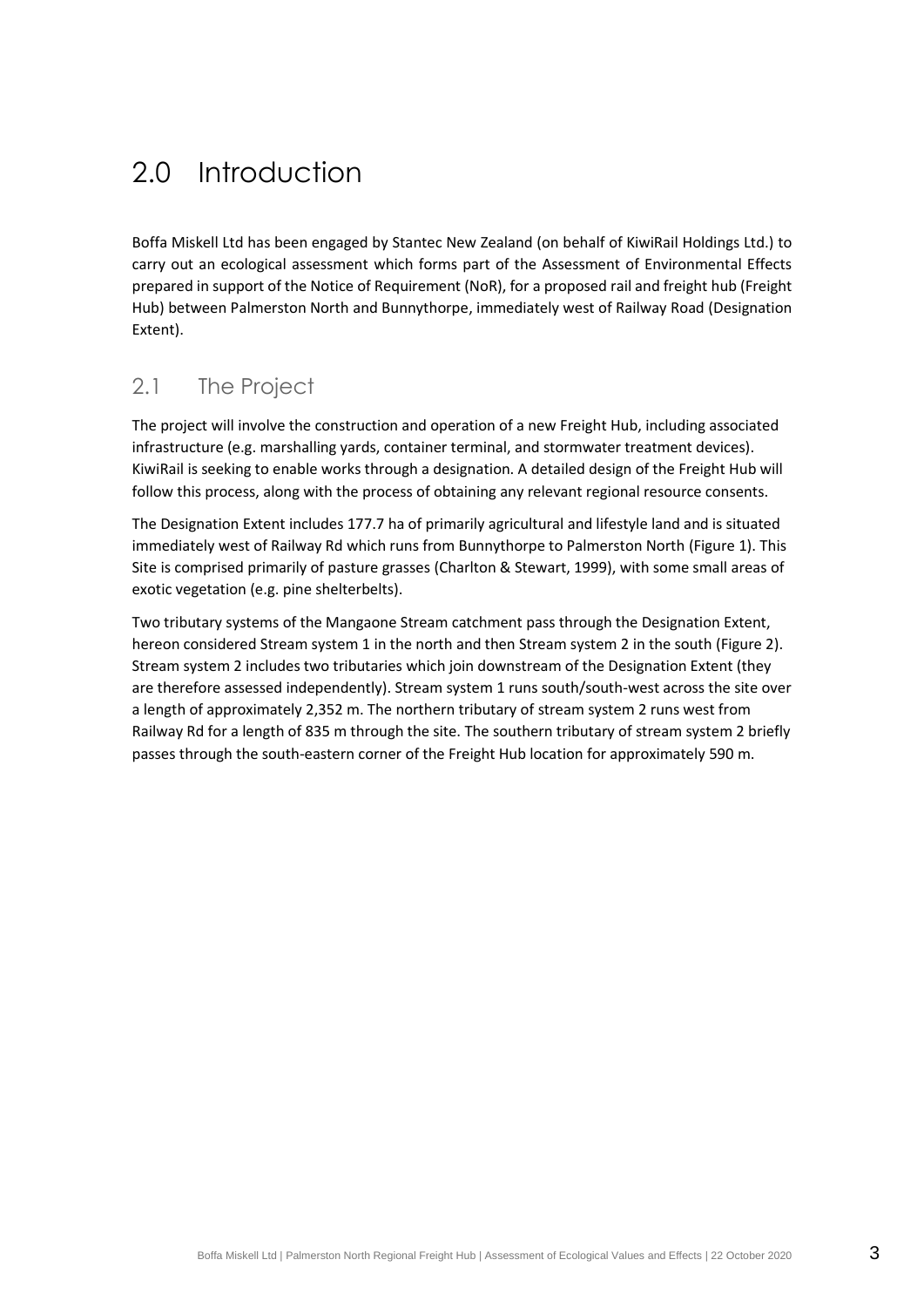# 2.0 Introduction

Boffa Miskell Ltd has been engaged by Stantec New Zealand (on behalf of KiwiRail Holdings Ltd.) to carry out an ecological assessment which forms part of the Assessment of Environmental Effects prepared in support of the Notice of Requirement (NoR), for a proposed rail and freight hub (Freight Hub) between Palmerston North and Bunnythorpe, immediately west of Railway Road (Designation Extent).

## 2.1 The Project

The project will involve the construction and operation of a new Freight Hub, including associated infrastructure (e.g. marshalling yards, container terminal, and stormwater treatment devices). KiwiRail is seeking to enable works through a designation. A detailed design of the Freight Hub will follow this process, along with the process of obtaining any relevant regional resource consents.

The Designation Extent includes 177.7 ha of primarily agricultural and lifestyle land and is situated immediately west of Railway Rd which runs from Bunnythorpe to Palmerston North (Figure 1). This Site is comprised primarily of pasture grasses (Charlton & Stewart, 1999), with some small areas of exotic vegetation (e.g. pine shelterbelts).

Two tributary systems of the Mangaone Stream catchment pass through the Designation Extent, hereon considered Stream system 1 in the north and then Stream system 2 in the south (Figure 2). Stream system 2 includes two tributaries which join downstream of the Designation Extent (they are therefore assessed independently). Stream system 1 runs south/south-west across the site over a length of approximately 2,352 m. The northern tributary of stream system 2 runs west from Railway Rd for a length of 835 m through the site. The southern tributary of stream system 2 briefly passes through the south-eastern corner of the Freight Hub location for approximately 590 m.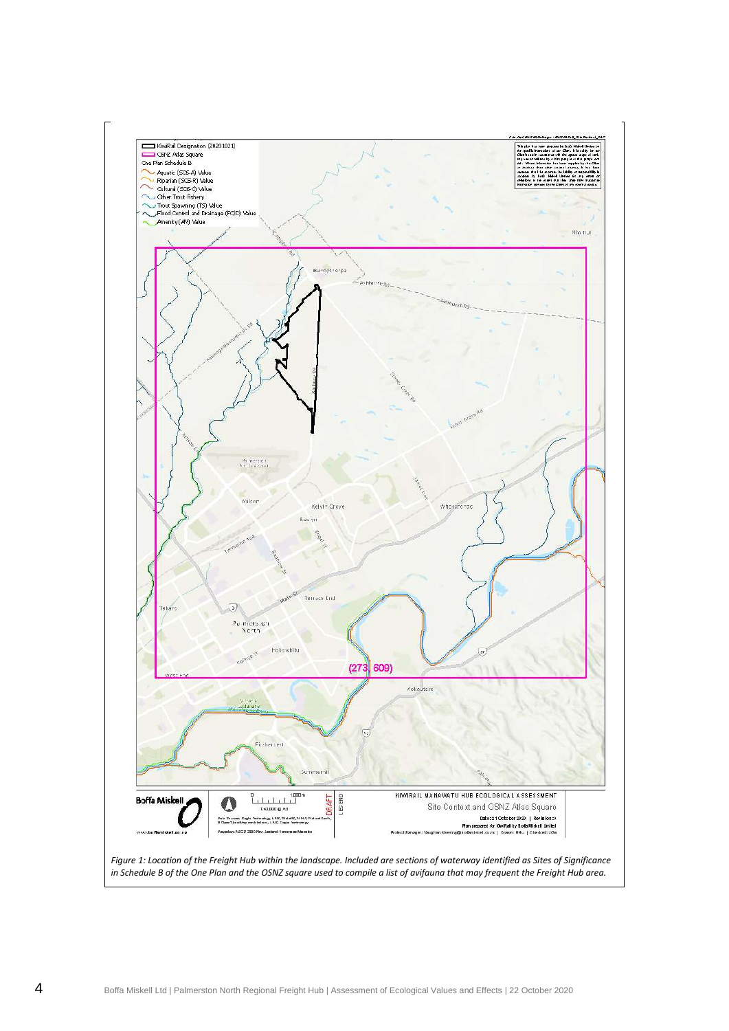*Figure 1: Location of the Freight Hub within the landscape. Included are sections of waterway identified as Sites of Significance in Schedule B of the One Plan and the OSNZ square used to compile a list of avifauna that may frequent the Freight Hub area.*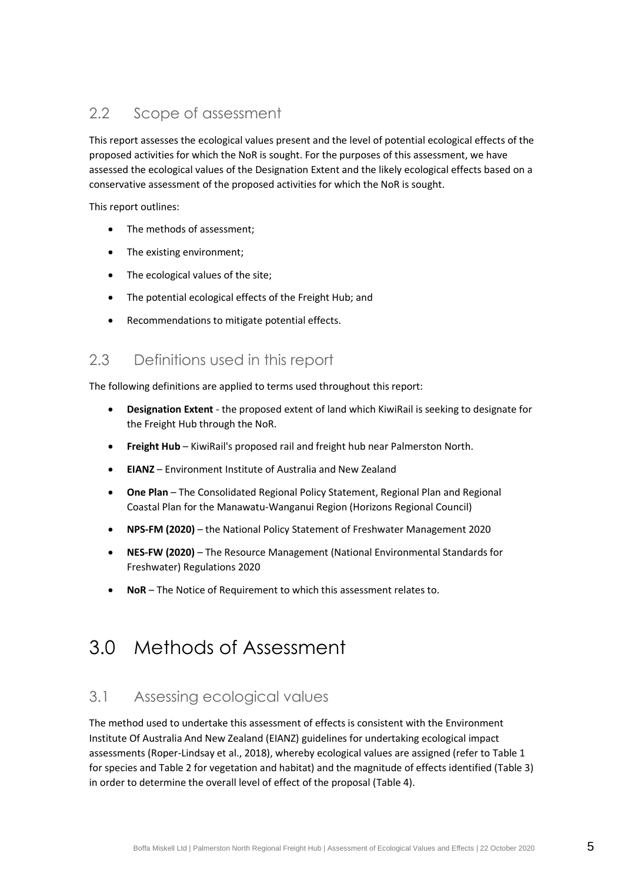## 2.2 Scope of assessment

This report assesses the ecological values present and the level of potential ecological effects of the proposed activities for which the NoR is sought. For the purposes of this assessment, we have assessed the ecological values of the Designation Extent and the likely ecological effects based on a conservative assessment of the proposed activities for which the NoR is sought.

This report outlines:

- The methods of assessment;
- The existing environment;
- The ecological values of the site;
- The potential ecological effects of the Freight Hub; and
- Recommendations to mitigate potential effects.

## 2.3 Definitions used in this report

The following definitions are applied to terms used throughout this report:

- **Designation Extent** - the proposed extent of land which KiwiRail is seeking to designate for the Freight Hub through the NoR.
- **Freight Hub** – KiwiRail's proposed rail and freight hub near Palmerston North.
- **EIANZ** – Environment Institute of Australia and New Zealand
- **One Plan** – The Consolidated Regional Policy Statement, Regional Plan and Regional Coastal Plan for the Manawatu-Wanganui Region (Horizons Regional Council)
- **NPS-FM (2020)** – the National Policy Statement of Freshwater Management 2020
- **NES-FW (2020)** – The Resource Management (National Environmental Standards for Freshwater) Regulations 2020
- **NoR** – The Notice of Requirement to which this assessment relates to.

# 3.0 Methods of Assessment

## 3.1 Assessing ecological values

The method used to undertake this assessment of effects is consistent with the Environment Institute Of Australia And New Zealand (EIANZ) guidelines for undertaking ecological impact assessments (Roper-Lindsay et al., 2018), whereby ecological values are assigned (refer to Table 1 for species and Table 2 for vegetation and habitat) and the magnitude of effects identified (Table 3) in order to determine the overall level of effect of the proposal (Table 4).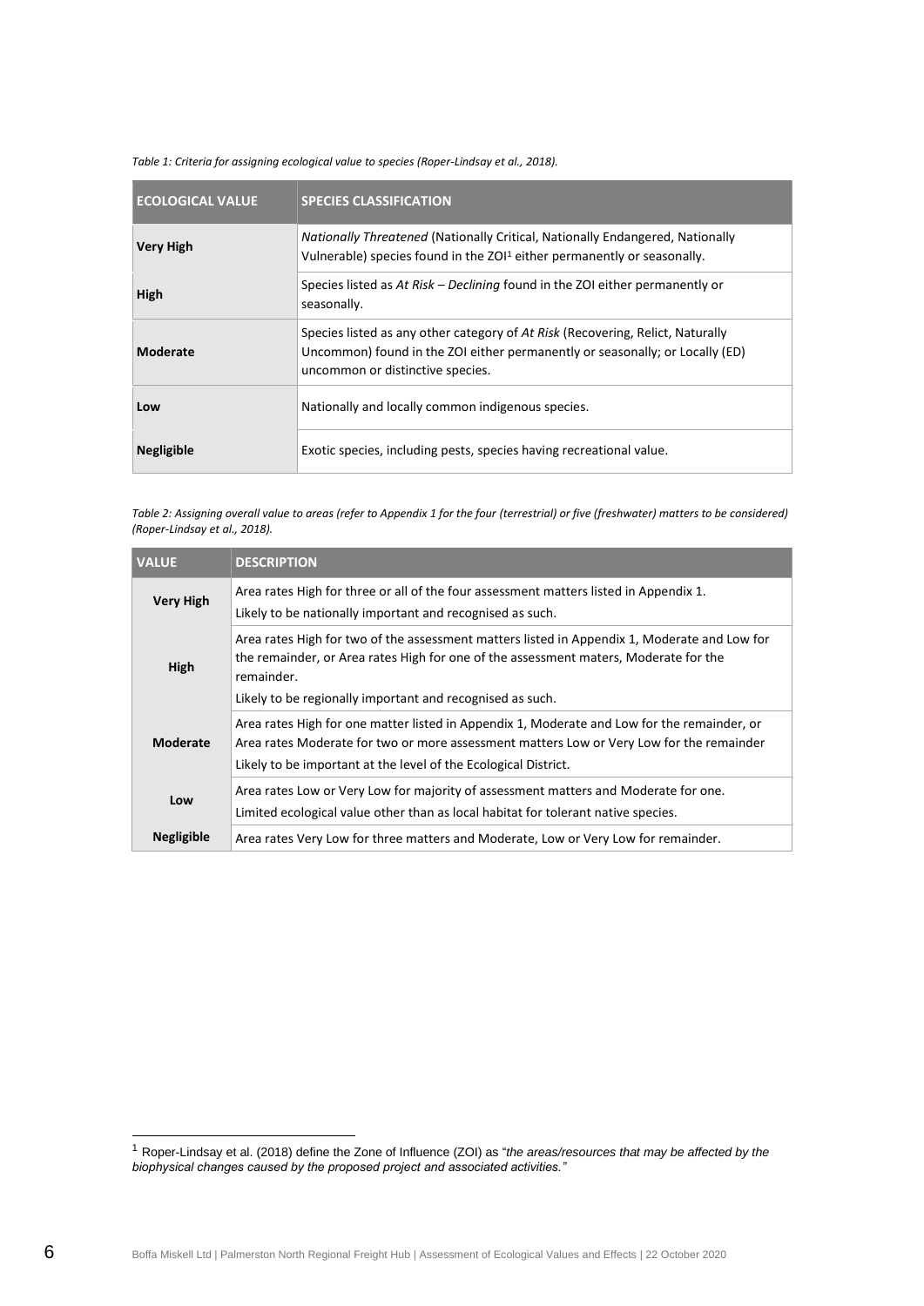*Table 1: Criteria for assigning ecological value to species (Roper-Lindsay et al., 2018).*

| ECOLOGICAL VALUE | SPECIES CLASSIFICATION |
|---|---|
| **Very High** | *Nationally Threatened* (Nationally Critical, Nationally Endangered, Nationally Vulnerable) species found in the ZOI[1] either permanently or seasonally. |
| **High** | Species listed as *At Risk – Declining* found in the ZOI either permanently or seasonally. |
| **Moderate** | Species listed as any other category of *At Risk* (Recovering, Relict, Naturally Uncommon) found in the ZOI either permanently or seasonally; or Locally (ED) uncommon or distinctive species. |
| **Low** | Nationally and locally common indigenous species. |
| **Negligible** | Exotic species, including pests, species having recreational value. |

*Table 2: Assigning overall value to areas (refer to Appendix 1 for the four (terrestrial) or five (freshwater) matters to be considered) (Roper-Lindsay et al., 2018).*

| VALUE | DESCRIPTION |
|---|---|
| **Very High** | Area rates High for three or all of the four assessment matters listed in Appendix 1. Likely to be nationally important and recognised as such. |
| **High** | Area rates High for two of the assessment matters listed in Appendix 1, Moderate and Low for the remainder, or Area rates High for one of the assessment maters, Moderate for the remainder. Likely to be regionally important and recognised as such. |
| **Moderate** | Area rates High for one matter listed in Appendix 1, Moderate and Low for the remainder, or Area rates Moderate for two or more assessment matters Low or Very Low for the remainder Likely to be important at the level of the Ecological District. |
| **Low** | Area rates Low or Very Low for majority of assessment matters and Moderate for one. Limited ecological value other than as local habitat for tolerant native species. |
| **Negligible** | Area rates Very Low for three matters and Moderate, Low or Very Low for remainder. |

[1] Roper-Lindsay et al. (2018) define the Zone of Influence (ZOI) as "*the areas/resources that may be affected by the biophysical changes caused by the proposed project and associated activities.*"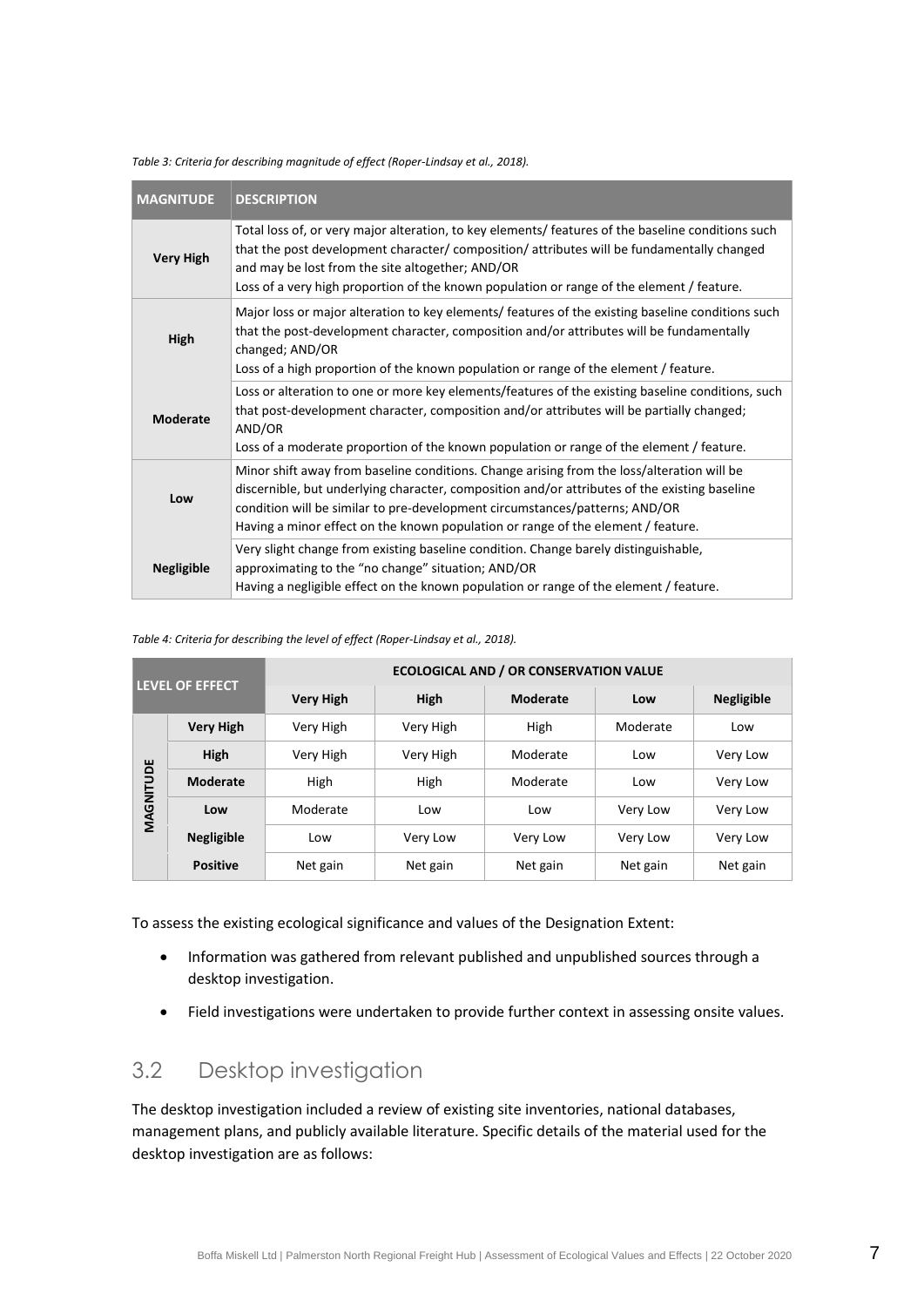*Table 3: Criteria for describing magnitude of effect (Roper-Lindsay et al., 2018).*

| MAGNITUDE | DESCRIPTION |
|---|---|
| **Very High** | Total loss of, or very major alteration, to key elements/ features of the baseline conditions such that the post development character/ composition/ attributes will be fundamentally changed and may be lost from the site altogether; AND/OR<br>Loss of a very high proportion of the known population or range of the element / feature. |
| **High** | Major loss or major alteration to key elements/ features of the existing baseline conditions such that the post-development character, composition and/or attributes will be fundamentally changed; AND/OR<br>Loss of a high proportion of the known population or range of the element / feature. |
| **Moderate** | Loss or alteration to one or more key elements/features of the existing baseline conditions, such that post-development character, composition and/or attributes will be partially changed; AND/OR<br>Loss of a moderate proportion of the known population or range of the element / feature. |
| **Low** | Minor shift away from baseline conditions. Change arising from the loss/alteration will be discernible, but underlying character, composition and/or attributes of the existing baseline condition will be similar to pre-development circumstances/patterns; AND/OR<br>Having a minor effect on the known population or range of the element / feature. |
| **Negligible** | Very slight change from existing baseline condition. Change barely distinguishable, approximating to the "no change" situation; AND/OR<br>Having a negligible effect on the known population or range of the element / feature. |

*Table 4: Criteria for describing the level of effect (Roper-Lindsay et al., 2018).*

| LEVEL OF EFFECT | | ECOLOGICAL AND / OR CONSERVATION VALUE | | | | |
|---|---|---|---|---|---|---|
| | | **Very High** | **High** | **Moderate** | **Low** | **Negligible** |
| **MAGNITUDE** | **Very High** | Very High | Very High | High | Moderate | Low |
| | **High** | Very High | Very High | Moderate | Low | Very Low |
| | **Moderate** | High | High | Moderate | Low | Very Low |
| | **Low** | Moderate | Low | Low | Very Low | Very Low |
| | **Negligible** | Low | Very Low | Very Low | Very Low | Very Low |
| | **Positive** | Net gain | Net gain | Net gain | Net gain | Net gain |

To assess the existing ecological significance and values of the Designation Extent:

- Information was gathered from relevant published and unpublished sources through a desktop investigation.
- Field investigations were undertaken to provide further context in assessing onsite values.

## 3.2 Desktop investigation

The desktop investigation included a review of existing site inventories, national databases, management plans, and publicly available literature. Specific details of the material used for the desktop investigation are as follows: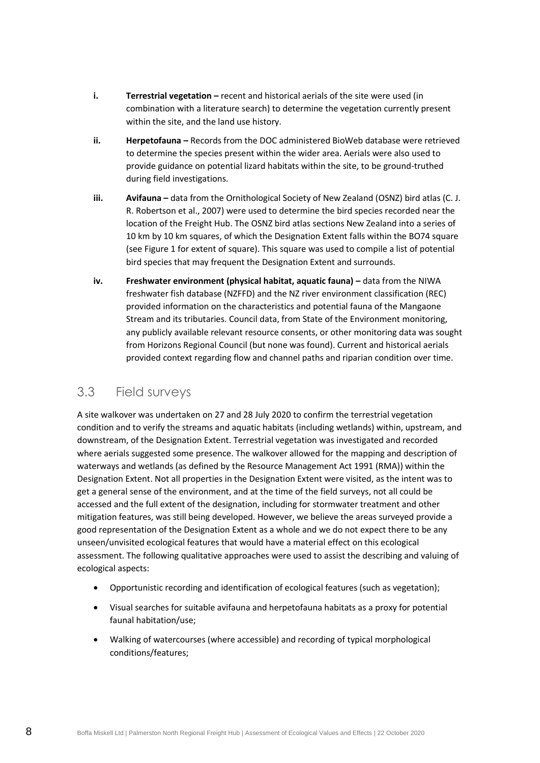i. **Terrestrial vegetation –** recent and historical aerials of the site were used (in combination with a literature search) to determine the vegetation currently present within the site, and the land use history.

ii. **Herpetofauna –** Records from the DOC administered BioWeb database were retrieved to determine the species present within the wider area. Aerials were also used to provide guidance on potential lizard habitats within the site, to be ground-truthed during field investigations.

iii. **Avifauna –** data from the Ornithological Society of New Zealand (OSNZ) bird atlas (C. J. R. Robertson et al., 2007) were used to determine the bird species recorded near the location of the Freight Hub. The OSNZ bird atlas sections New Zealand into a series of 10 km by 10 km squares, of which the Designation Extent falls within the BO74 square (see Figure 1 for extent of square). This square was used to compile a list of potential bird species that may frequent the Designation Extent and surrounds.

iv. **Freshwater environment (physical habitat, aquatic fauna) –** data from the NIWA freshwater fish database (NZFFD) and the NZ river environment classification (REC) provided information on the characteristics and potential fauna of the Mangaone Stream and its tributaries. Council data, from State of the Environment monitoring, any publicly available relevant resource consents, or other monitoring data was sought from Horizons Regional Council (but none was found). Current and historical aerials provided context regarding flow and channel paths and riparian condition over time.

## 3.3 Field surveys

A site walkover was undertaken on 27 and 28 July 2020 to confirm the terrestrial vegetation condition and to verify the streams and aquatic habitats (including wetlands) within, upstream, and downstream, of the Designation Extent. Terrestrial vegetation was investigated and recorded where aerials suggested some presence. The walkover allowed for the mapping and description of waterways and wetlands (as defined by the Resource Management Act 1991 (RMA)) within the Designation Extent. Not all properties in the Designation Extent were visited, as the intent was to get a general sense of the environment, and at the time of the field surveys, not all could be accessed and the full extent of the designation, including for stormwater treatment and other mitigation features, was still being developed. However, we believe the areas surveyed provide a good representation of the Designation Extent as a whole and we do not expect there to be any unseen/unvisited ecological features that would have a material effect on this ecological assessment. The following qualitative approaches were used to assist the describing and valuing of ecological aspects:

- Opportunistic recording and identification of ecological features (such as vegetation);
- Visual searches for suitable avifauna and herpetofauna habitats as a proxy for potential faunal habitation/use;
- Walking of watercourses (where accessible) and recording of typical morphological conditions/features;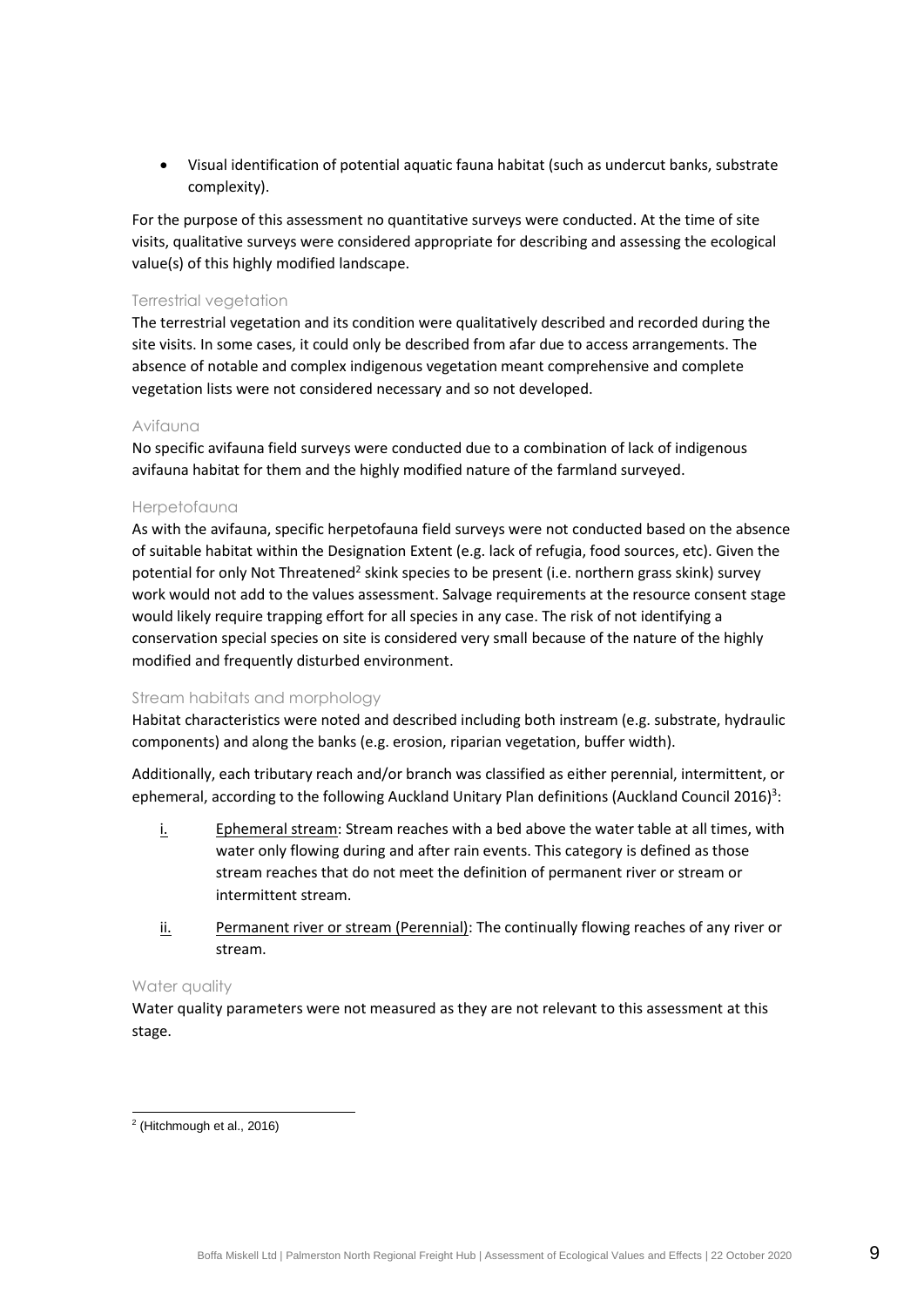- Visual identification of potential aquatic fauna habitat (such as undercut banks, substrate complexity).

For the purpose of this assessment no quantitative surveys were conducted. At the time of site visits, qualitative surveys were considered appropriate for describing and assessing the ecological value(s) of this highly modified landscape.

### Terrestrial vegetation

The terrestrial vegetation and its condition were qualitatively described and recorded during the site visits. In some cases, it could only be described from afar due to access arrangements. The absence of notable and complex indigenous vegetation meant comprehensive and complete vegetation lists were not considered necessary and so not developed.

### Avifauna

No specific avifauna field surveys were conducted due to a combination of lack of indigenous avifauna habitat for them and the highly modified nature of the farmland surveyed.

### Herpetofauna

As with the avifauna, specific herpetofauna field surveys were not conducted based on the absence of suitable habitat within the Designation Extent (e.g. lack of refugia, food sources, etc). Given the potential for only Not Threatened[2] skink species to be present (i.e. northern grass skink) survey work would not add to the values assessment. Salvage requirements at the resource consent stage would likely require trapping effort for all species in any case. The risk of not identifying a conservation special species on site is considered very small because of the nature of the highly modified and frequently disturbed environment.

### Stream habitats and morphology

Habitat characteristics were noted and described including both instream (e.g. substrate, hydraulic components) and along the banks (e.g. erosion, riparian vegetation, buffer width).

Additionally, each tributary reach and/or branch was classified as either perennial, intermittent, or ephemeral, according to the following Auckland Unitary Plan definitions (Auckland Council 2016)[3]:

i. Ephemeral stream: Stream reaches with a bed above the water table at all times, with water only flowing during and after rain events. This category is defined as those stream reaches that do not meet the definition of permanent river or stream or intermittent stream.

ii. Permanent river or stream (Perennial): The continually flowing reaches of any river or stream.

### Water quality

Water quality parameters were not measured as they are not relevant to this assessment at this stage.

[2] (Hitchmough et al., 2016)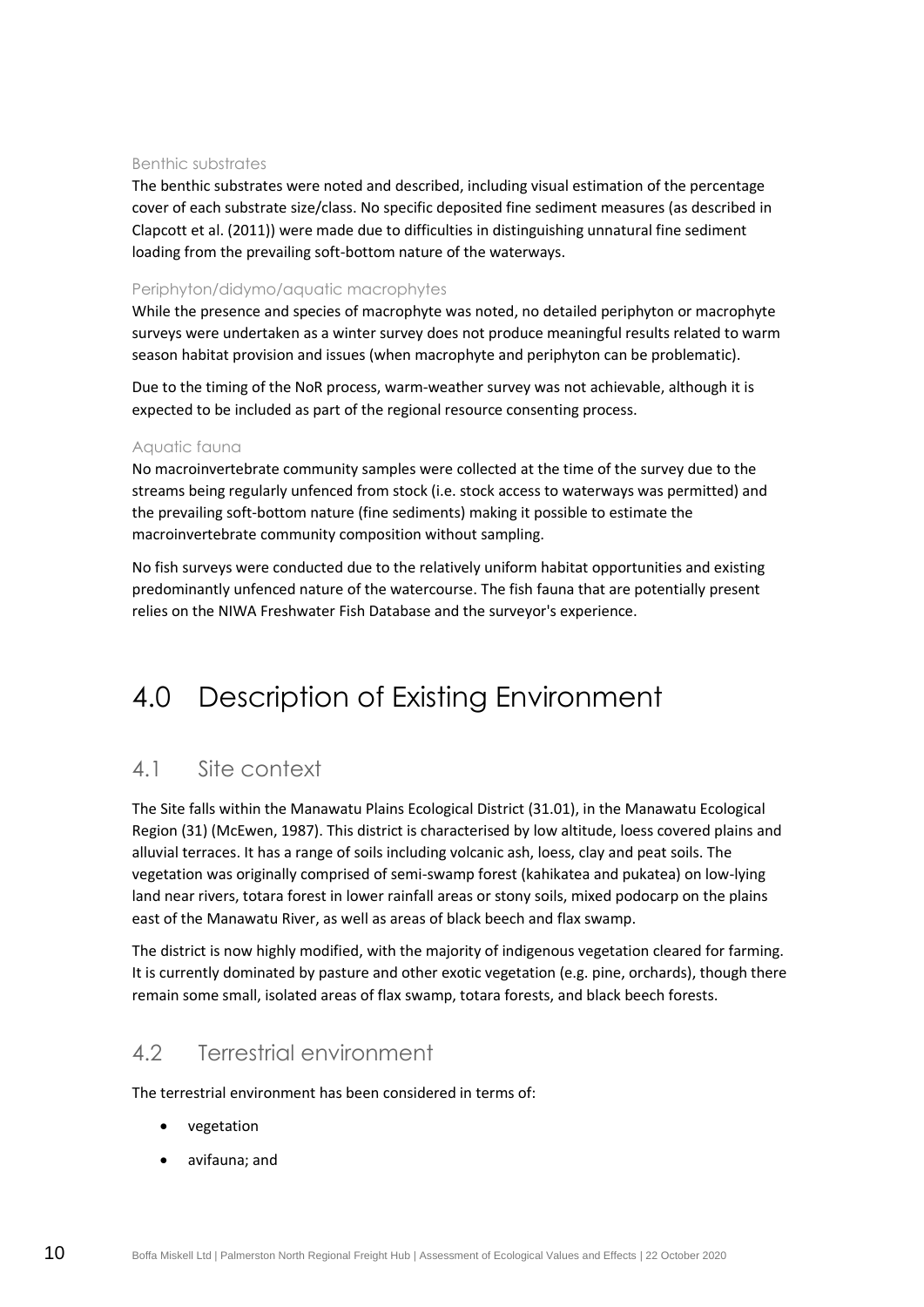#### Benthic substrates

The benthic substrates were noted and described, including visual estimation of the percentage cover of each substrate size/class. No specific deposited fine sediment measures (as described in Clapcott et al. (2011)) were made due to difficulties in distinguishing unnatural fine sediment loading from the prevailing soft-bottom nature of the waterways.

#### Periphyton/didymo/aquatic macrophytes

While the presence and species of macrophyte was noted, no detailed periphyton or macrophyte surveys were undertaken as a winter survey does not produce meaningful results related to warm season habitat provision and issues (when macrophyte and periphyton can be problematic).

Due to the timing of the NoR process, warm-weather survey was not achievable, although it is expected to be included as part of the regional resource consenting process.

#### Aquatic fauna

No macroinvertebrate community samples were collected at the time of the survey due to the streams being regularly unfenced from stock (i.e. stock access to waterways was permitted) and the prevailing soft-bottom nature (fine sediments) making it possible to estimate the macroinvertebrate community composition without sampling.

No fish surveys were conducted due to the relatively uniform habitat opportunities and existing predominantly unfenced nature of the watercourse. The fish fauna that are potentially present relies on the NIWA Freshwater Fish Database and the surveyor's experience.

# 4.0 Description of Existing Environment

## 4.1 Site context

The Site falls within the Manawatu Plains Ecological District (31.01), in the Manawatu Ecological Region (31) (McEwen, 1987). This district is characterised by low altitude, loess covered plains and alluvial terraces. It has a range of soils including volcanic ash, loess, clay and peat soils. The vegetation was originally comprised of semi-swamp forest (kahikatea and pukatea) on low-lying land near rivers, totara forest in lower rainfall areas or stony soils, mixed podocarp on the plains east of the Manawatu River, as well as areas of black beech and flax swamp.

The district is now highly modified, with the majority of indigenous vegetation cleared for farming. It is currently dominated by pasture and other exotic vegetation (e.g. pine, orchards), though there remain some small, isolated areas of flax swamp, totara forests, and black beech forests.

## 4.2 Terrestrial environment

The terrestrial environment has been considered in terms of:

- vegetation
- avifauna; and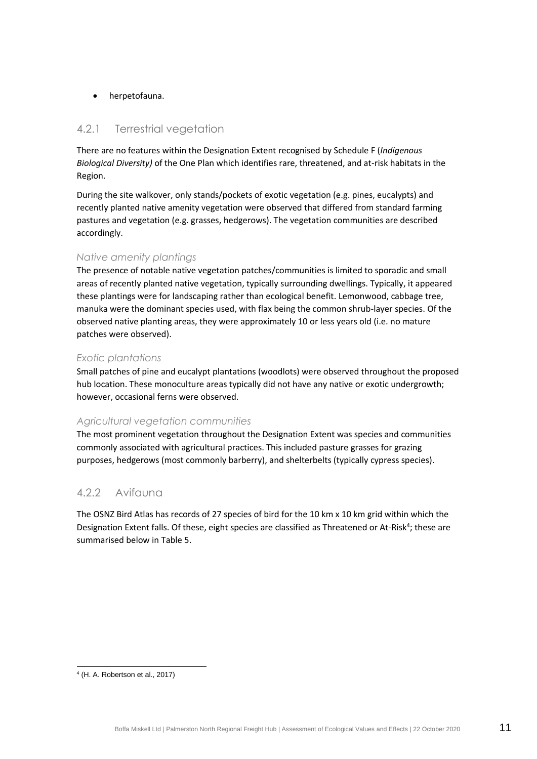- herpetofauna.

### 4.2.1 Terrestrial vegetation

There are no features within the Designation Extent recognised by Schedule F (*Indigenous Biological Diversity)* of the One Plan which identifies rare, threatened, and at-risk habitats in the Region.

During the site walkover, only stands/pockets of exotic vegetation (e.g. pines, eucalypts) and recently planted native amenity vegetation were observed that differed from standard farming pastures and vegetation (e.g. grasses, hedgerows). The vegetation communities are described accordingly.

#### *Native amenity plantings*

The presence of notable native vegetation patches/communities is limited to sporadic and small areas of recently planted native vegetation, typically surrounding dwellings. Typically, it appeared these plantings were for landscaping rather than ecological benefit. Lemonwood, cabbage tree, manuka were the dominant species used, with flax being the common shrub-layer species. Of the observed native planting areas, they were approximately 10 or less years old (i.e. no mature patches were observed).

#### *Exotic plantations*

Small patches of pine and eucalypt plantations (woodlots) were observed throughout the proposed hub location. These monoculture areas typically did not have any native or exotic undergrowth; however, occasional ferns were observed.

#### *Agricultural vegetation communities*

The most prominent vegetation throughout the Designation Extent was species and communities commonly associated with agricultural practices. This included pasture grasses for grazing purposes, hedgerows (most commonly barberry), and shelterbelts (typically cypress species).

### 4.2.2 Avifauna

The OSNZ Bird Atlas has records of 27 species of bird for the 10 km x 10 km grid within which the Designation Extent falls. Of these, eight species are classified as Threatened or At-Risk[4]; these are summarised below in Table 5.

---

[4] (H. A. Robertson et al., 2017)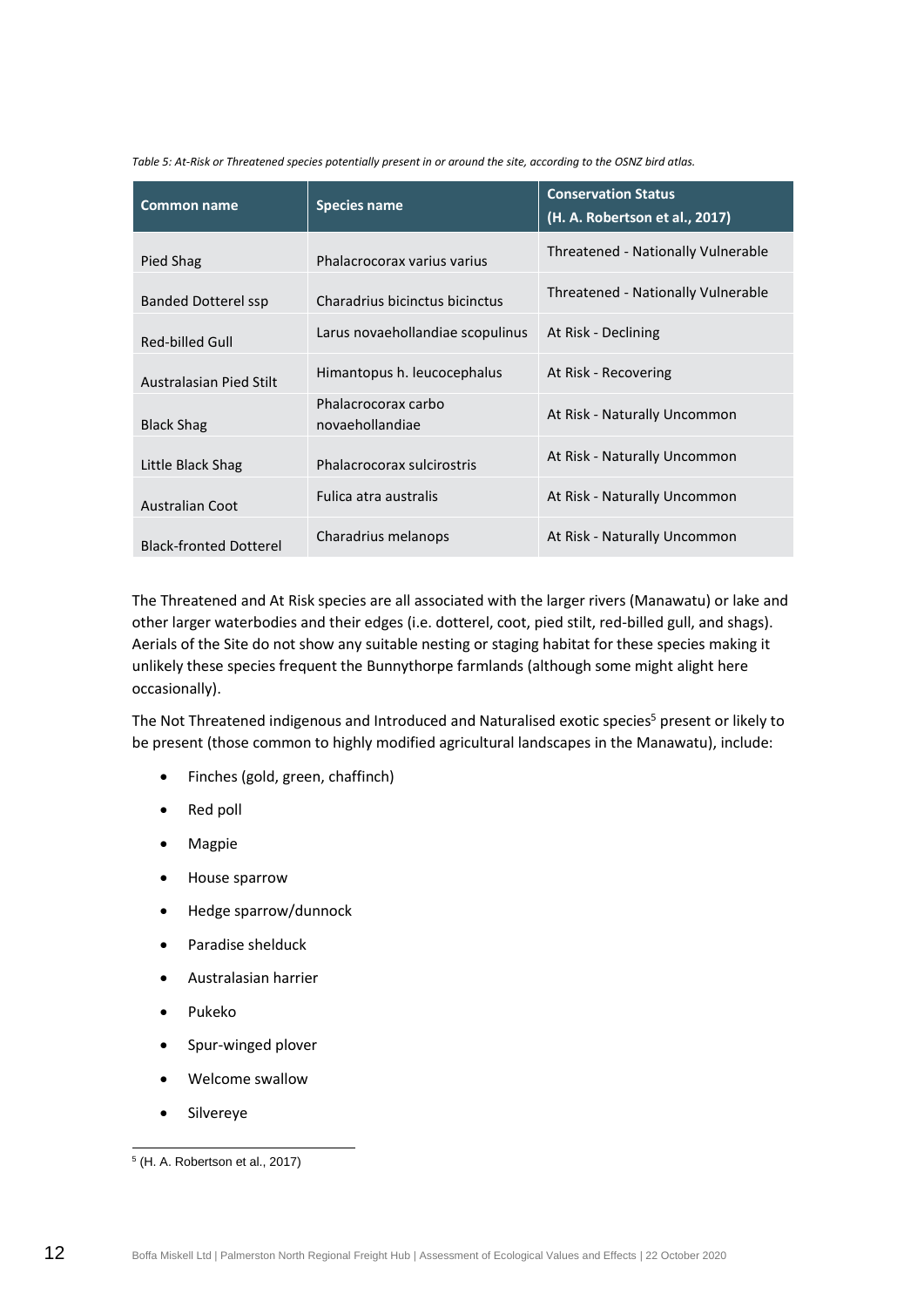*Table 5: At-Risk or Threatened species potentially present in or around the site, according to the OSNZ bird atlas.*

| Common name | Species name | Conservation Status (H. A. Robertson et al., 2017) |
|---|---|---|
| Pied Shag | Phalacrocorax varius varius | Threatened - Nationally Vulnerable |
| Banded Dotterel ssp | Charadrius bicinctus bicinctus | Threatened - Nationally Vulnerable |
| Red-billed Gull | Larus novaehollandiae scopulinus | At Risk - Declining |
| Australasian Pied Stilt | Himantopus h. leucocephalus | At Risk - Recovering |
| Black Shag | Phalacrocorax carbo novaehollandiae | At Risk - Naturally Uncommon |
| Little Black Shag | Phalacrocorax sulcirostris | At Risk - Naturally Uncommon |
| Australian Coot | Fulica atra australis | At Risk - Naturally Uncommon |
| Black-fronted Dotterel | Charadrius melanops | At Risk - Naturally Uncommon |

The Threatened and At Risk species are all associated with the larger rivers (Manawatu) or lake and other larger waterbodies and their edges (i.e. dotterel, coot, pied stilt, red-billed gull, and shags). Aerials of the Site do not show any suitable nesting or staging habitat for these species making it unlikely these species frequent the Bunnythorpe farmlands (although some might alight here occasionally).

The Not Threatened indigenous and Introduced and Naturalised exotic species[5] present or likely to be present (those common to highly modified agricultural landscapes in the Manawatu), include:

- Finches (gold, green, chaffinch)
- Red poll
- Magpie
- House sparrow
- Hedge sparrow/dunnock
- Paradise shelduck
- Australasian harrier
- Pukeko
- Spur-winged plover
- Welcome swallow
- Silvereye

[5] (H. A. Robertson et al., 2017)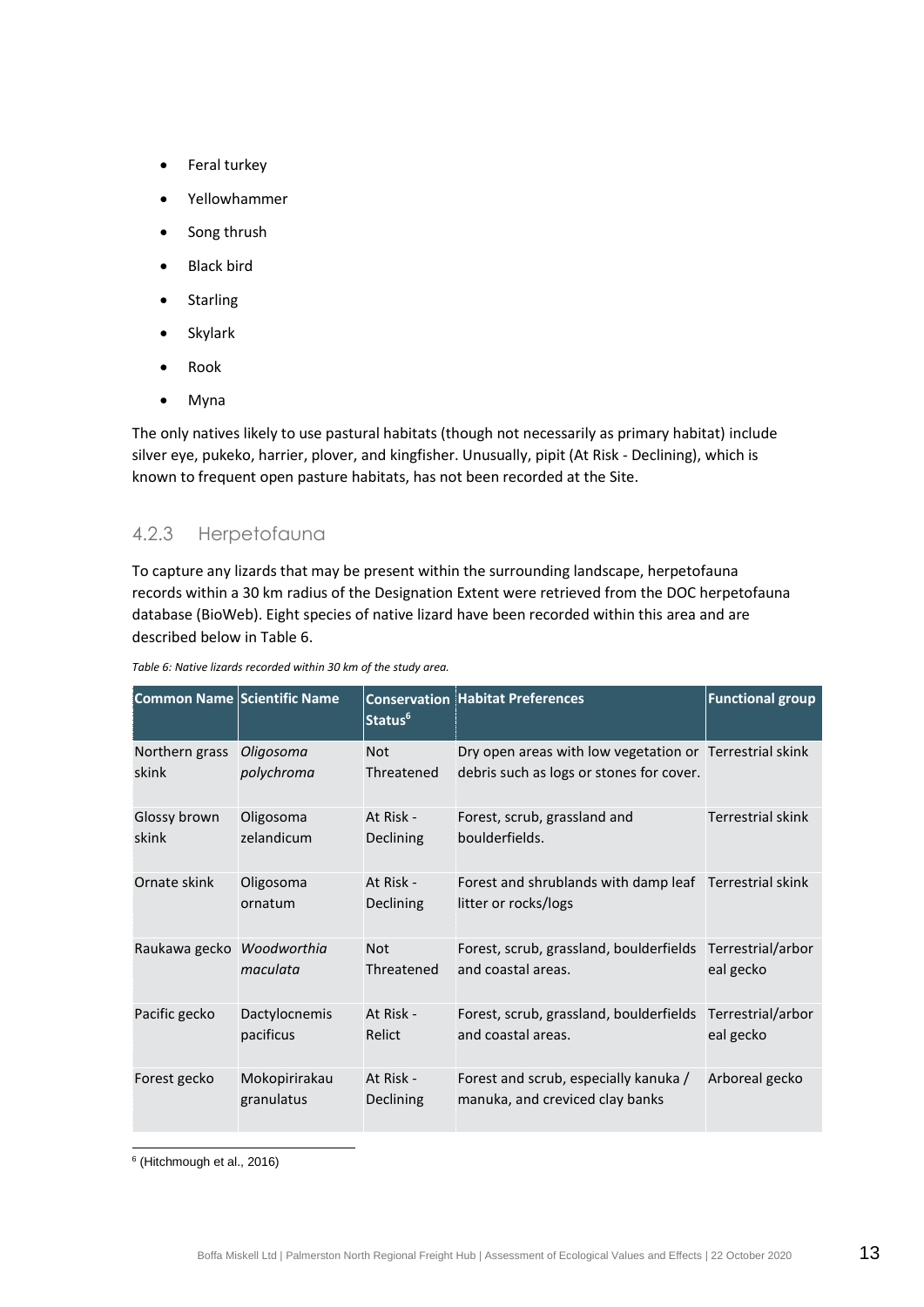- Feral turkey
- Yellowhammer
- Song thrush
- Black bird
- Starling
- Skylark
- Rook
- Myna

The only natives likely to use pastural habitats (though not necessarily as primary habitat) include silver eye, pukeko, harrier, plover, and kingfisher. Unusually, pipit (At Risk - Declining), which is known to frequent open pasture habitats, has not been recorded at the Site.

### 4.2.3 Herpetofauna

To capture any lizards that may be present within the surrounding landscape, herpetofauna records within a 30 km radius of the Designation Extent were retrieved from the DOC herpetofauna database (BioWeb). Eight species of native lizard have been recorded within this area and are described below in Table 6.

*Table 6: Native lizards recorded within 30 km of the study area.*

| Common Name | Scientific Name | Conservation Status[6] | Habitat Preferences | Functional group |
|---|---|---|---|---|
| Northern grass skink | *Oligosoma polychroma* | Not Threatened | Dry open areas with low vegetation or debris such as logs or stones for cover. | Terrestrial skink |
| Glossy brown skink | Oligosoma zelandicum | At Risk - Declining | Forest, scrub, grassland and boulderfields. | Terrestrial skink |
| Ornate skink | Oligosoma ornatum | At Risk - Declining | Forest and shrublands with damp leaf litter or rocks/logs | Terrestrial skink |
| Raukawa gecko | *Woodworthia maculata* | Not Threatened | Forest, scrub, grassland, boulderfields and coastal areas. | Terrestrial/arboreal gecko |
| Pacific gecko | Dactylocnemis pacificus | At Risk - Relict | Forest, scrub, grassland, boulderfields and coastal areas. | Terrestrial/arboreal gecko |
| Forest gecko | Mokopirirakau granulatus | At Risk - Declining | Forest and scrub, especially kanuka / manuka, and creviced clay banks | Arboreal gecko |

[6] (Hitchmough et al., 2016)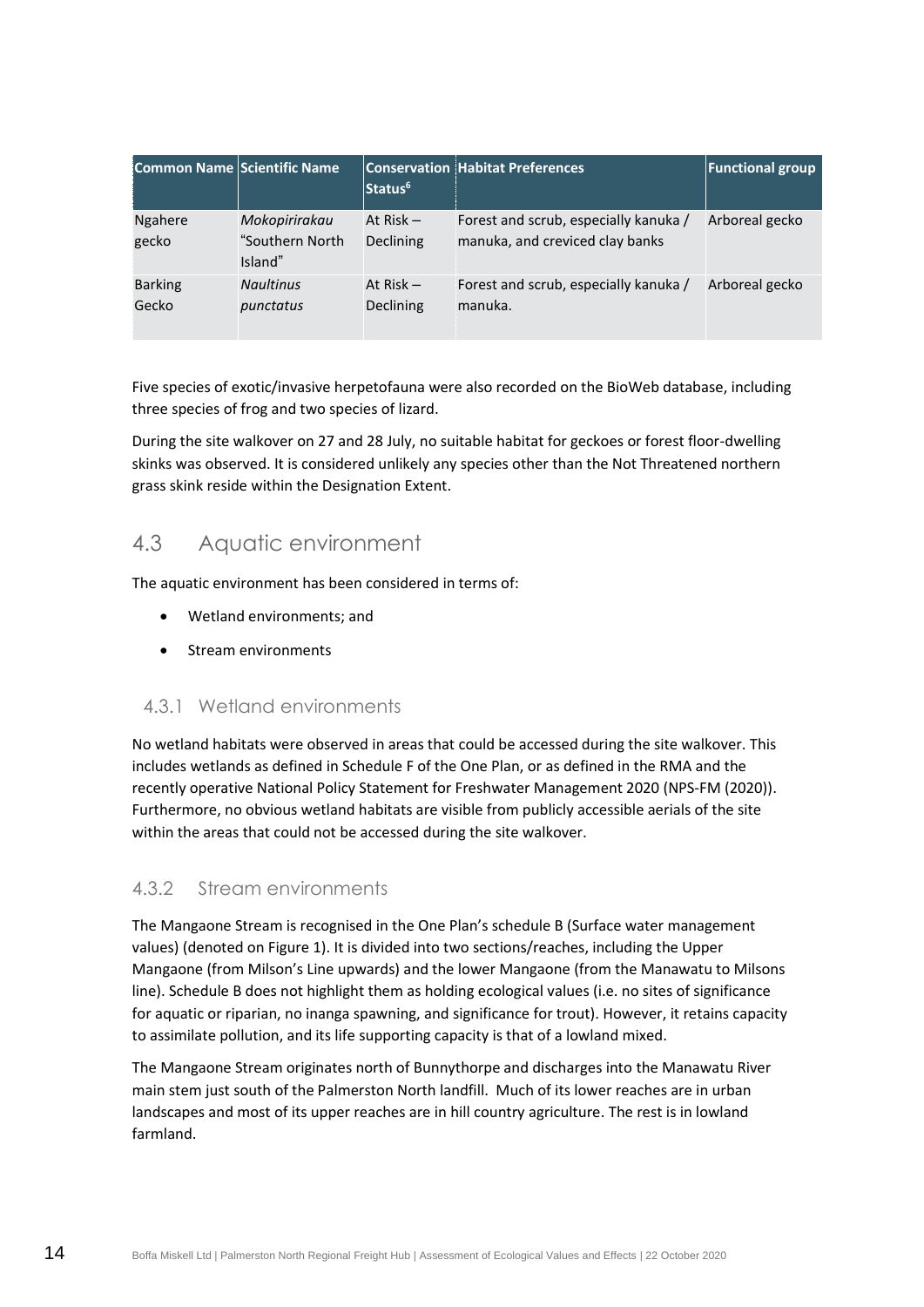| Common Name | Scientific Name | Conservation Status[6] | Habitat Preferences | Functional group |
|---|---|---|---|---|
| Ngahere gecko | *Mokopirirakau* "Southern North Island" | At Risk – Declining | Forest and scrub, especially kanuka / manuka, and creviced clay banks | Arboreal gecko |
| Barking Gecko | *Naultinus punctatus* | At Risk – Declining | Forest and scrub, especially kanuka / manuka. | Arboreal gecko |

Five species of exotic/invasive herpetofauna were also recorded on the BioWeb database, including three species of frog and two species of lizard.

During the site walkover on 27 and 28 July, no suitable habitat for geckoes or forest floor-dwelling skinks was observed. It is considered unlikely any species other than the Not Threatened northern grass skink reside within the Designation Extent.

## 4.3 Aquatic environment

The aquatic environment has been considered in terms of:

- Wetland environments; and
- Stream environments

### 4.3.1 Wetland environments

No wetland habitats were observed in areas that could be accessed during the site walkover. This includes wetlands as defined in Schedule F of the One Plan, or as defined in the RMA and the recently operative National Policy Statement for Freshwater Management 2020 (NPS-FM (2020)). Furthermore, no obvious wetland habitats are visible from publicly accessible aerials of the site within the areas that could not be accessed during the site walkover.

### 4.3.2 Stream environments

The Mangaone Stream is recognised in the One Plan's schedule B (Surface water management values) (denoted on Figure 1). It is divided into two sections/reaches, including the Upper Mangaone (from Milson's Line upwards) and the lower Mangaone (from the Manawatu to Milsons line). Schedule B does not highlight them as holding ecological values (i.e. no sites of significance for aquatic or riparian, no inanga spawning, and significance for trout). However, it retains capacity to assimilate pollution, and its life supporting capacity is that of a lowland mixed.

The Mangaone Stream originates north of Bunnythorpe and discharges into the Manawatu River main stem just south of the Palmerston North landfill. Much of its lower reaches are in urban landscapes and most of its upper reaches are in hill country agriculture. The rest is in lowland farmland.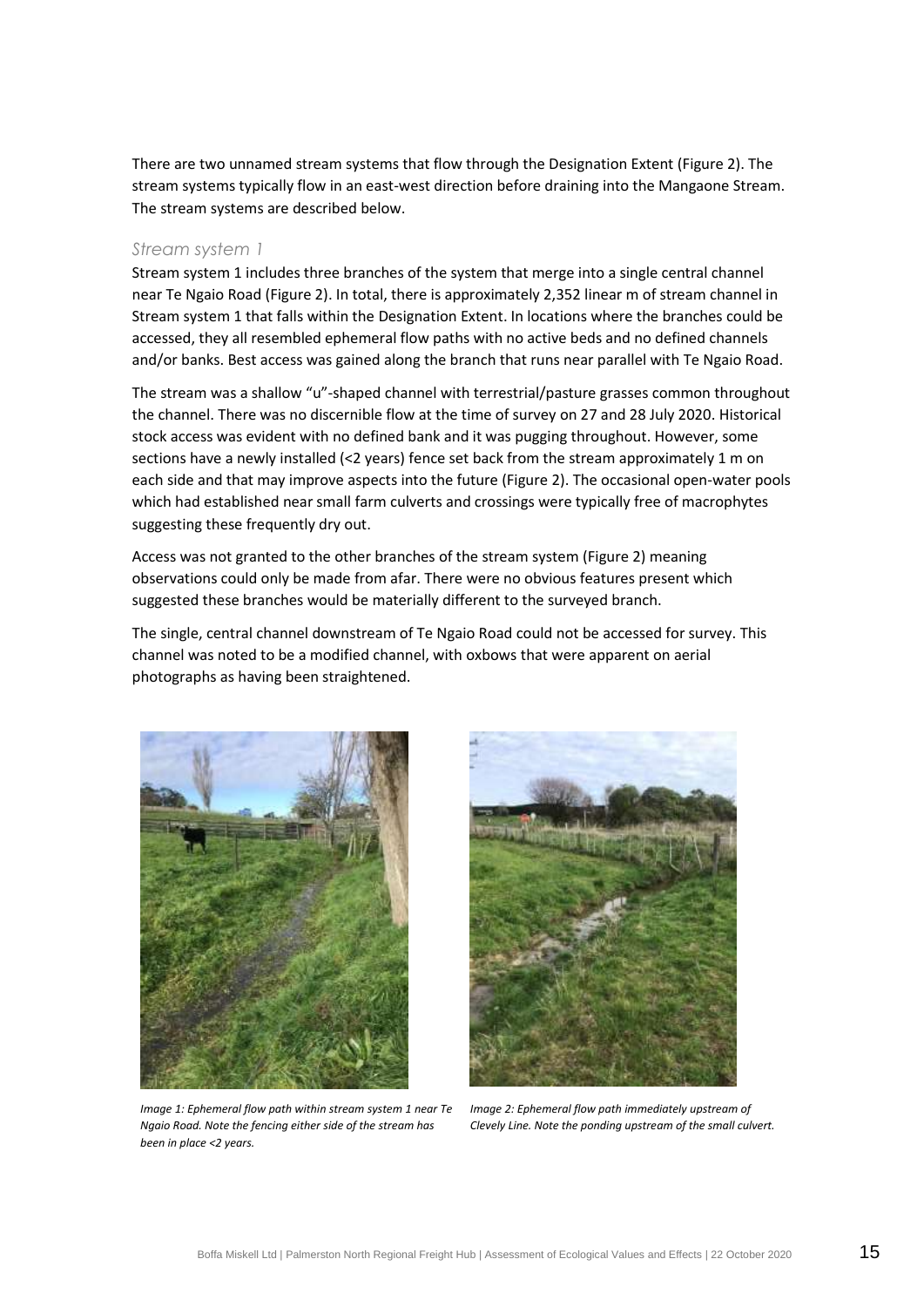There are two unnamed stream systems that flow through the Designation Extent (Figure 2). The stream systems typically flow in an east-west direction before draining into the Mangaone Stream. The stream systems are described below.

### *Stream system 1*

Stream system 1 includes three branches of the system that merge into a single central channel near Te Ngaio Road (Figure 2). In total, there is approximately 2,352 linear m of stream channel in Stream system 1 that falls within the Designation Extent. In locations where the branches could be accessed, they all resembled ephemeral flow paths with no active beds and no defined channels and/or banks. Best access was gained along the branch that runs near parallel with Te Ngaio Road.

The stream was a shallow "u"-shaped channel with terrestrial/pasture grasses common throughout the channel. There was no discernible flow at the time of survey on 27 and 28 July 2020. Historical stock access was evident with no defined bank and it was pugging throughout. However, some sections have a newly installed (<2 years) fence set back from the stream approximately 1 m on each side and that may improve aspects into the future (Figure 2). The occasional open-water pools which had established near small farm culverts and crossings were typically free of macrophytes suggesting these frequently dry out.

Access was not granted to the other branches of the stream system (Figure 2) meaning observations could only be made from afar. There were no obvious features present which suggested these branches would be materially different to the surveyed branch.

The single, central channel downstream of Te Ngaio Road could not be accessed for survey. This channel was noted to be a modified channel, with oxbows that were apparent on aerial photographs as having been straightened.

*Image 1: Ephemeral flow path within stream system 1 near Te Ngaio Road. Note the fencing either side of the stream has been in place <2 years.*

*Image 2: Ephemeral flow path immediately upstream of Clevely Line. Note the ponding upstream of the small culvert.*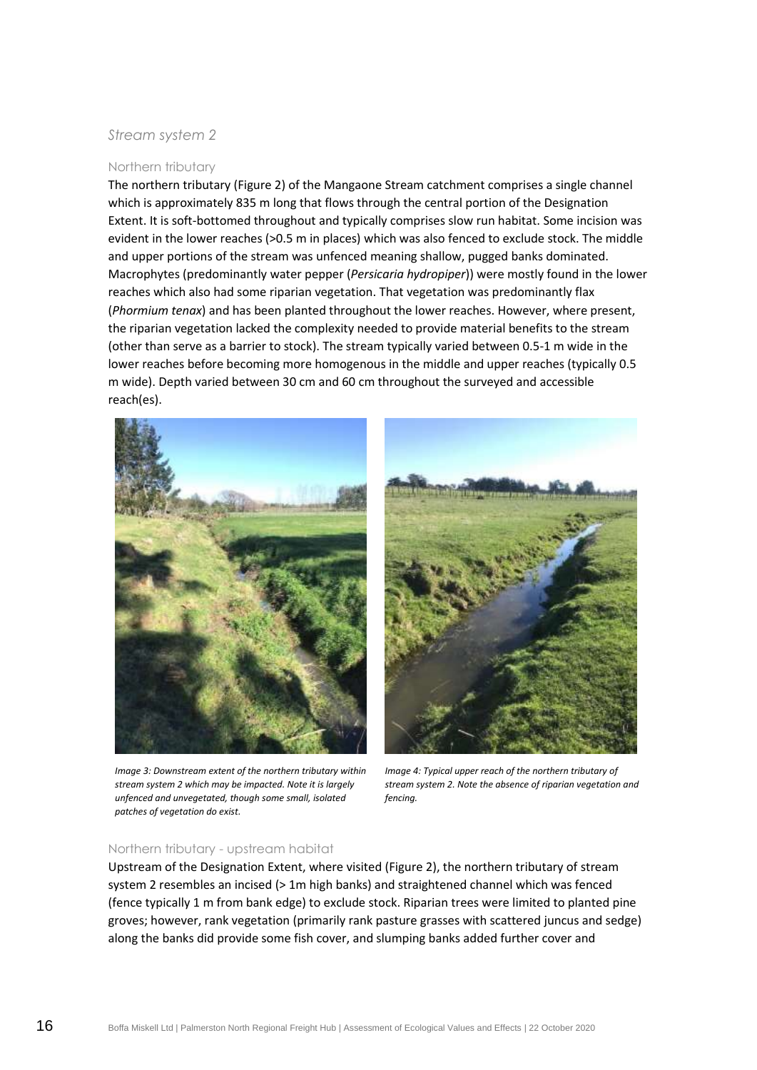### *Stream system 2*

#### Northern tributary

The northern tributary (Figure 2) of the Mangaone Stream catchment comprises a single channel which is approximately 835 m long that flows through the central portion of the Designation Extent. It is soft-bottomed throughout and typically comprises slow run habitat. Some incision was evident in the lower reaches (>0.5 m in places) which was also fenced to exclude stock. The middle and upper portions of the stream was unfenced meaning shallow, pugged banks dominated. Macrophytes (predominantly water pepper (*Persicaria hydropiper*)) were mostly found in the lower reaches which also had some riparian vegetation. That vegetation was predominantly flax (*Phormium tenax*) and has been planted throughout the lower reaches. However, where present, the riparian vegetation lacked the complexity needed to provide material benefits to the stream (other than serve as a barrier to stock). The stream typically varied between 0.5-1 m wide in the lower reaches before becoming more homogenous in the middle and upper reaches (typically 0.5 m wide). Depth varied between 30 cm and 60 cm throughout the surveyed and accessible reach(es).

*Image 3: Downstream extent of the northern tributary within stream system 2 which may be impacted. Note it is largely unfenced and unvegetated, though some small, isolated patches of vegetation do exist.*

*Image 4: Typical upper reach of the northern tributary of stream system 2. Note the absence of riparian vegetation and fencing.*

#### Northern tributary - upstream habitat

Upstream of the Designation Extent, where visited (Figure 2), the northern tributary of stream system 2 resembles an incised (> 1m high banks) and straightened channel which was fenced (fence typically 1 m from bank edge) to exclude stock. Riparian trees were limited to planted pine groves; however, rank vegetation (primarily rank pasture grasses with scattered juncus and sedge) along the banks did provide some fish cover, and slumping banks added further cover and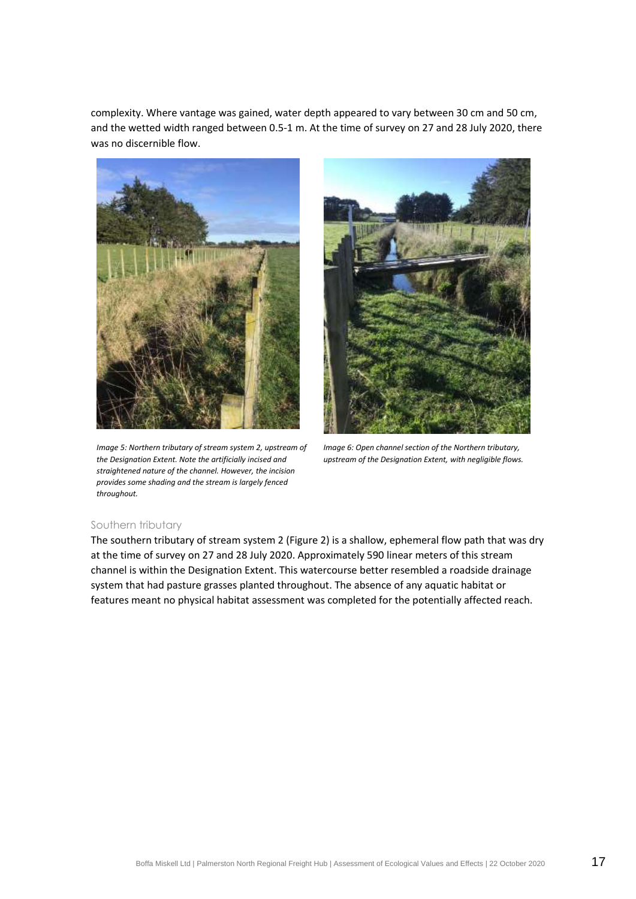complexity. Where vantage was gained, water depth appeared to vary between 30 cm and 50 cm, and the wetted width ranged between 0.5-1 m. At the time of survey on 27 and 28 July 2020, there was no discernible flow.

*Image 5: Northern tributary of stream system 2, upstream of the Designation Extent. Note the artificially incised and straightened nature of the channel. However, the incision provides some shading and the stream is largely fenced throughout.*

*Image 6: Open channel section of the Northern tributary, upstream of the Designation Extent, with negligible flows.*

### Southern tributary

The southern tributary of stream system 2 (Figure 2) is a shallow, ephemeral flow path that was dry at the time of survey on 27 and 28 July 2020. Approximately 590 linear meters of this stream channel is within the Designation Extent. This watercourse better resembled a roadside drainage system that had pasture grasses planted throughout. The absence of any aquatic habitat or features meant no physical habitat assessment was completed for the potentially affected reach.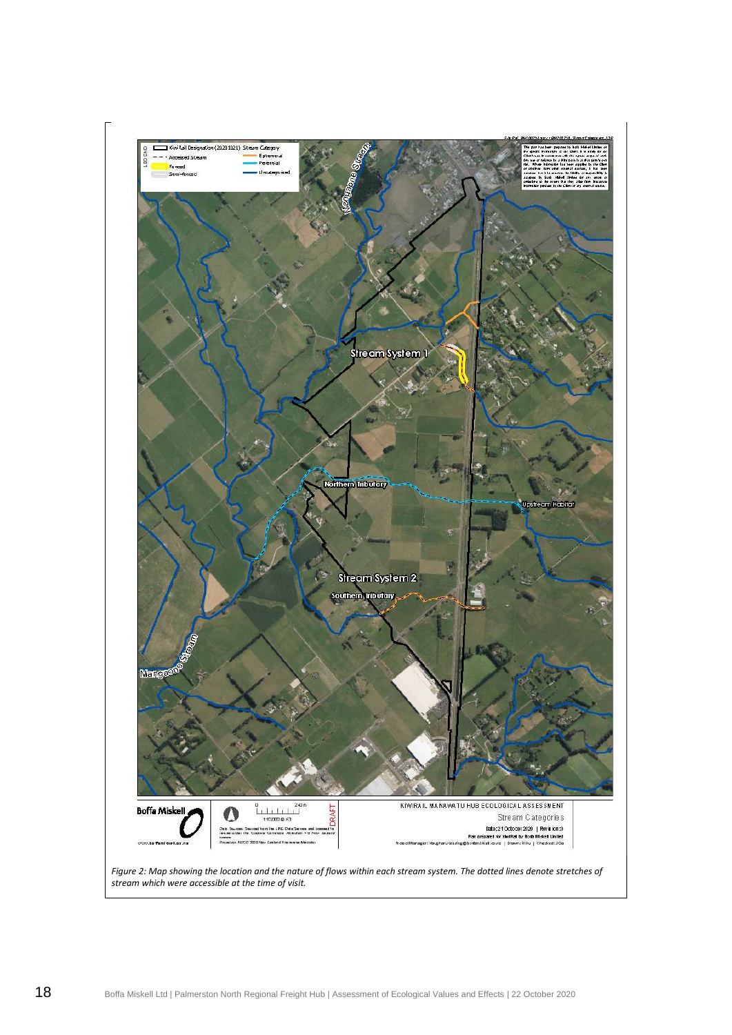*Figure 2: Map showing the location and the nature of flows within each stream system. The dotted lines denote stretches of stream which were accessible at the time of visit.*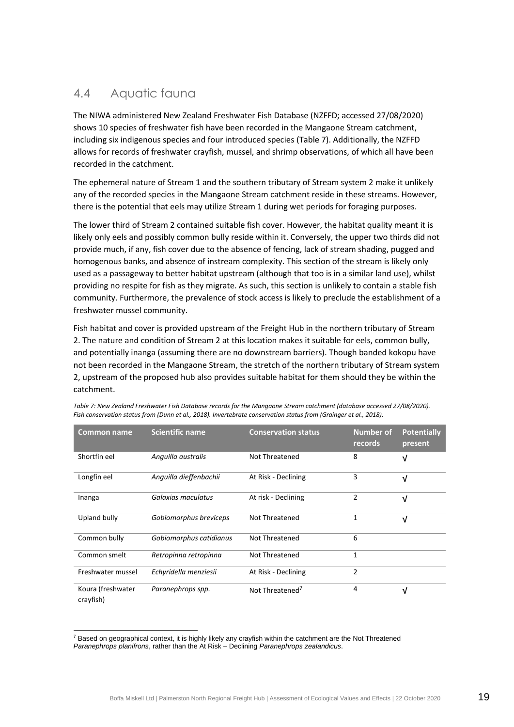## 4.4 Aquatic fauna

The NIWA administered New Zealand Freshwater Fish Database (NZFFD; accessed 27/08/2020) shows 10 species of freshwater fish have been recorded in the Mangaone Stream catchment, including six indigenous species and four introduced species (Table 7). Additionally, the NZFFD allows for records of freshwater crayfish, mussel, and shrimp observations, of which all have been recorded in the catchment.

The ephemeral nature of Stream 1 and the southern tributary of Stream system 2 make it unlikely any of the recorded species in the Mangaone Stream catchment reside in these streams. However, there is the potential that eels may utilize Stream 1 during wet periods for foraging purposes.

The lower third of Stream 2 contained suitable fish cover. However, the habitat quality meant it is likely only eels and possibly common bully reside within it. Conversely, the upper two thirds did not provide much, if any, fish cover due to the absence of fencing, lack of stream shading, pugged and homogenous banks, and absence of instream complexity. This section of the stream is likely only used as a passageway to better habitat upstream (although that too is in a similar land use), whilst providing no respite for fish as they migrate. As such, this section is unlikely to contain a stable fish community. Furthermore, the prevalence of stock access is likely to preclude the establishment of a freshwater mussel community.

Fish habitat and cover is provided upstream of the Freight Hub in the northern tributary of Stream 2. The nature and condition of Stream 2 at this location makes it suitable for eels, common bully, and potentially inanga (assuming there are no downstream barriers). Though banded kokopu have not been recorded in the Mangaone Stream, the stretch of the northern tributary of Stream system 2, upstream of the proposed hub also provides suitable habitat for them should they be within the catchment.

*Table 7: New Zealand Freshwater Fish Database records for the Mangaone Stream catchment (database accessed 27/08/2020). Fish conservation status from (Dunn et al., 2018). Invertebrate conservation status from (Grainger et al., 2018).*

| Common name | Scientific name | Conservation status | Number of records | Potentially present |
|---|---|---|---|---|
| Shortfin eel | *Anguilla australis* | Not Threatened | 8 | √ |
| Longfin eel | *Anguilla dieffenbachii* | At Risk - Declining | 3 | √ |
| Inanga | *Galaxias maculatus* | At risk - Declining | 2 | √ |
| Upland bully | *Gobiomorphus breviceps* | Not Threatened | 1 | √ |
| Common bully | *Gobiomorphus catidianus* | Not Threatened | 6 | |
| Common smelt | *Retropinna retropinna* | Not Threatened | 1 | |
| Freshwater mussel | *Echyridella menziesii* | At Risk - Declining | 2 | |
| Koura (freshwater crayfish) | *Paranephrops spp.* | Not Threatened[7] | 4 | √ |

[7] Based on geographical context, it is highly likely any crayfish within the catchment are the Not Threatened *Paranephrops planifrons*, rather than the At Risk – Declining *Paranephrops zealandicus*.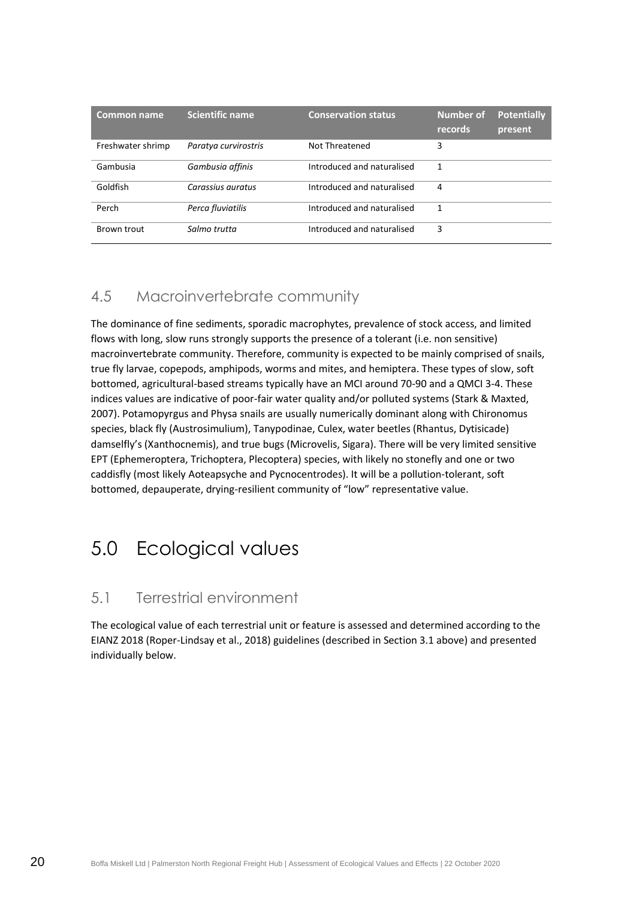| Common name | Scientific name | Conservation status | Number of records | Potentially present |
|---|---|---|---|---|
| Freshwater shrimp | *Paratya curvirostris* | Not Threatened | 3 | |
| Gambusia | *Gambusia affinis* | Introduced and naturalised | 1 | |
| Goldfish | *Carassius auratus* | Introduced and naturalised | 4 | |
| Perch | *Perca fluviatilis* | Introduced and naturalised | 1 | |
| Brown trout | *Salmo trutta* | Introduced and naturalised | 3 | |

## 4.5 Macroinvertebrate community

The dominance of fine sediments, sporadic macrophytes, prevalence of stock access, and limited flows with long, slow runs strongly supports the presence of a tolerant (i.e. non sensitive) macroinvertebrate community. Therefore, community is expected to be mainly comprised of snails, true fly larvae, copepods, amphipods, worms and mites, and hemiptera. These types of slow, soft bottomed, agricultural-based streams typically have an MCI around 70-90 and a QMCI 3-4. These indices values are indicative of poor-fair water quality and/or polluted systems (Stark & Maxted, 2007). Potamopyrgus and Physa snails are usually numerically dominant along with Chironomus species, black fly (Austrosimulium), Tanypodinae, Culex, water beetles (Rhantus, Dytisicade) damselfly's (Xanthocnemis), and true bugs (Microvelis, Sigara). There will be very limited sensitive EPT (Ephemeroptera, Trichoptera, Plecoptera) species, with likely no stonefly and one or two caddisfly (most likely Aoteapsyche and Pycnocentrodes). It will be a pollution-tolerant, soft bottomed, depauperate, drying-resilient community of "low" representative value.

# 5.0 Ecological values

## 5.1 Terrestrial environment

The ecological value of each terrestrial unit or feature is assessed and determined according to the EIANZ 2018 (Roper-Lindsay et al., 2018) guidelines (described in Section 3.1 above) and presented individually below.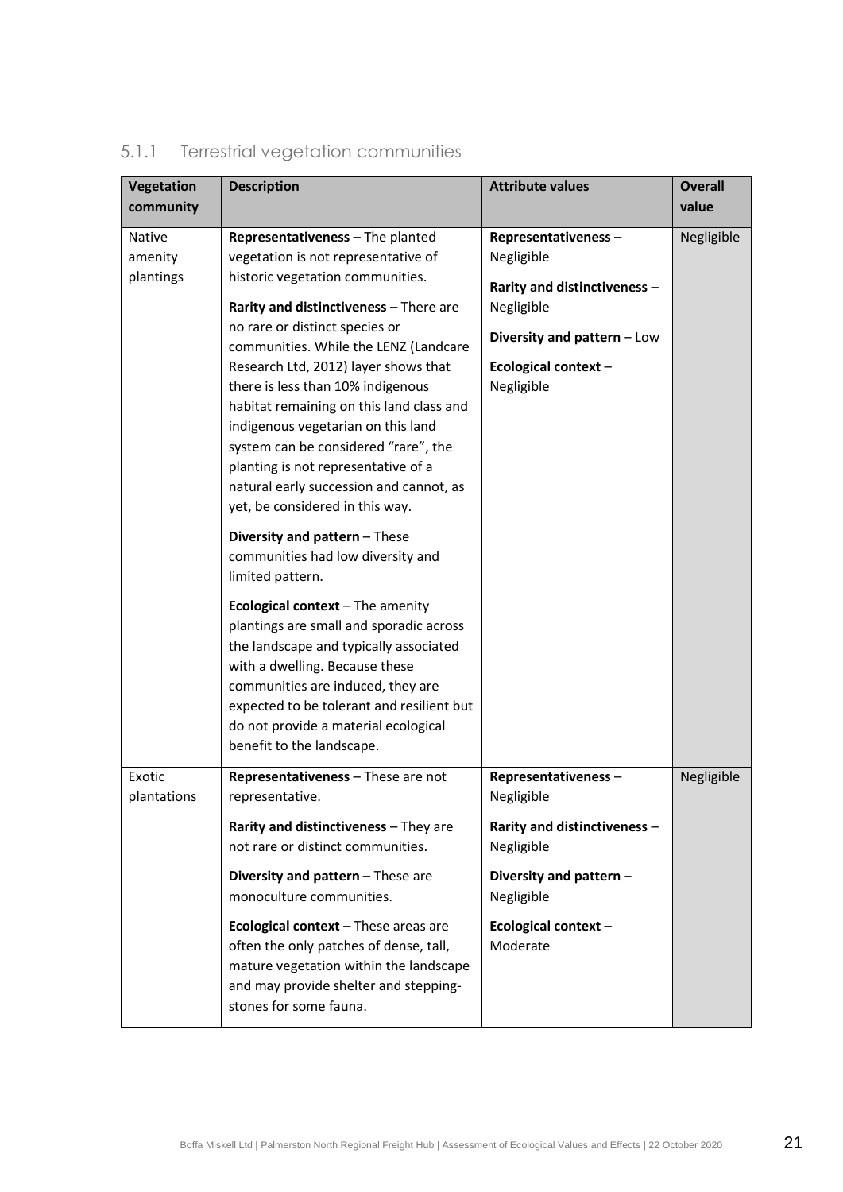### 5.1.1 Terrestrial vegetation communities

| Vegetation community | Description | Attribute values | Overall value |
|---|---|---|---|
| Native amenity plantings | **Representativeness** – The planted vegetation is not representative of historic vegetation communities.<br><br>**Rarity and distinctiveness** – There are no rare or distinct species or communities. While the LENZ (Landcare Research Ltd, 2012) layer shows that there is less than 10% indigenous habitat remaining on this land class and indigenous vegetarian on this land system can be considered "rare", the planting is not representative of a natural early succession and cannot, as yet, be considered in this way.<br><br>**Diversity and pattern** – These communities had low diversity and limited pattern.<br><br>**Ecological context** – The amenity plantings are small and sporadic across the landscape and typically associated with a dwelling. Because these communities are induced, they are expected to be tolerant and resilient but do not provide a material ecological benefit to the landscape. | **Representativeness** – Negligible<br><br>**Rarity and distinctiveness** – Negligible<br><br>**Diversity and pattern** – Low<br><br>**Ecological context** – Negligible | Negligible |
| Exotic plantations | **Representativeness** – These are not representative.<br><br>**Rarity and distinctiveness** – They are not rare or distinct communities.<br><br>**Diversity and pattern** – These are monoculture communities.<br><br>**Ecological context** – These areas are often the only patches of dense, tall, mature vegetation within the landscape and may provide shelter and stepping-stones for some fauna. | **Representativeness** – Negligible<br><br>**Rarity and distinctiveness** – Negligible<br><br>**Diversity and pattern** – Negligible<br><br>**Ecological context** – Moderate | Negligible |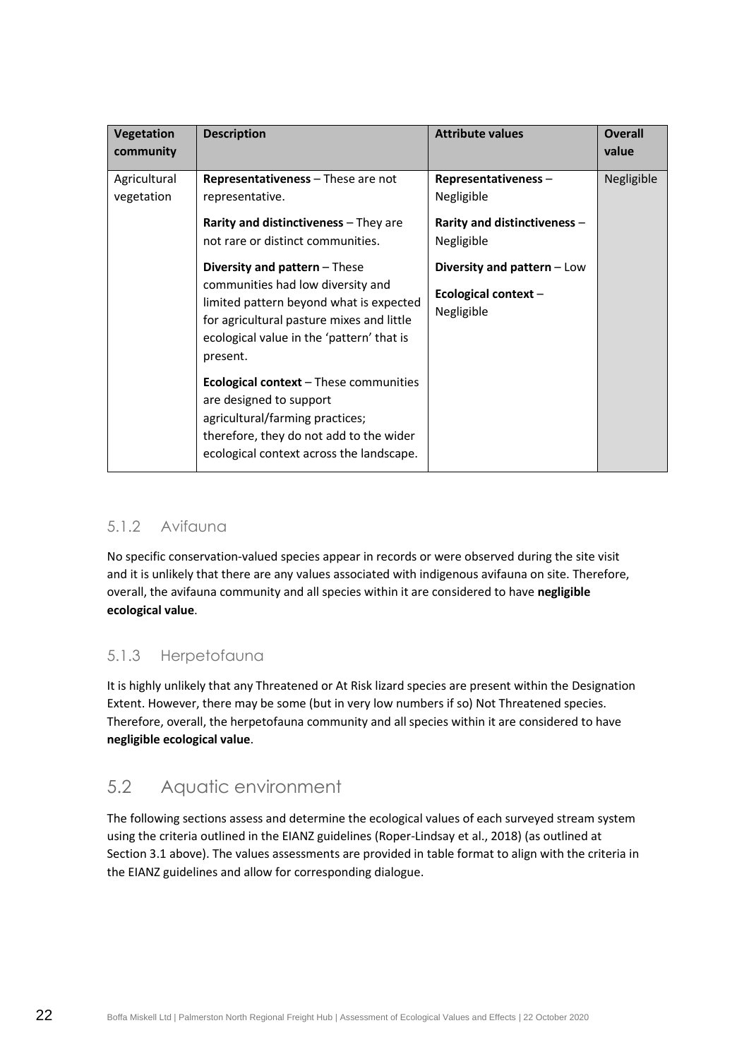| Vegetation community | Description | Attribute values | Overall value |
| --- | --- | --- | --- |
| Agricultural vegetation | **Representativeness** – These are not representative.<br><br>**Rarity and distinctiveness** – They are not rare or distinct communities.<br><br>**Diversity and pattern** – These communities had low diversity and limited pattern beyond what is expected for agricultural pasture mixes and little ecological value in the 'pattern' that is present.<br><br>**Ecological context** – These communities are designed to support agricultural/farming practices; therefore, they do not add to the wider ecological context across the landscape. | **Representativeness** – Negligible<br><br>**Rarity and distinctiveness** – Negligible<br><br>**Diversity and pattern** – Low<br><br>**Ecological context** – Negligible | Negligible |

### 5.1.2 Avifauna

No specific conservation-valued species appear in records or were observed during the site visit and it is unlikely that there are any values associated with indigenous avifauna on site. Therefore, overall, the avifauna community and all species within it are considered to have **negligible ecological value**.

### 5.1.3 Herpetofauna

It is highly unlikely that any Threatened or At Risk lizard species are present within the Designation Extent. However, there may be some (but in very low numbers if so) Not Threatened species. Therefore, overall, the herpetofauna community and all species within it are considered to have **negligible ecological value**.

## 5.2 Aquatic environment

The following sections assess and determine the ecological values of each surveyed stream system using the criteria outlined in the EIANZ guidelines (Roper-Lindsay et al., 2018) (as outlined at Section 3.1 above). The values assessments are provided in table format to align with the criteria in the EIANZ guidelines and allow for corresponding dialogue.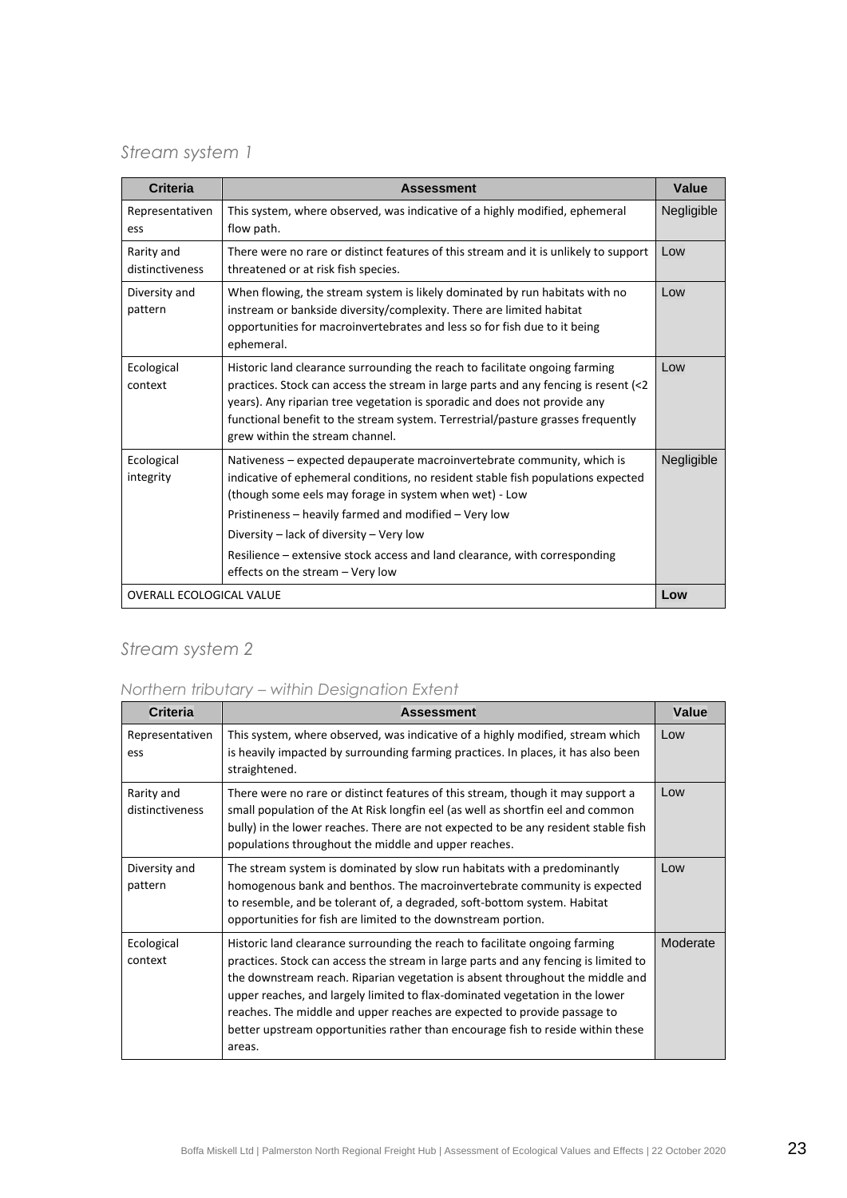## *Stream system 1*

| Criteria | Assessment | Value |
|---|---|---|
| Representativeness | This system, where observed, was indicative of a highly modified, ephemeral flow path. | Negligible |
| Rarity and distinctiveness | There were no rare or distinct features of this stream and it is unlikely to support threatened or at risk fish species. | Low |
| Diversity and pattern | When flowing, the stream system is likely dominated by run habitats with no instream or bankside diversity/complexity. There are limited habitat opportunities for macroinvertebrates and less so for fish due to it being ephemeral. | Low |
| Ecological context | Historic land clearance surrounding the reach to facilitate ongoing farming practices. Stock can access the stream in large parts and any fencing is resent (<2 years). Any riparian tree vegetation is sporadic and does not provide any functional benefit to the stream system. Terrestrial/pasture grasses frequently grew within the stream channel. | Low |
| Ecological integrity | Nativeness – expected depauperate macroinvertebrate community, which is indicative of ephemeral conditions, no resident stable fish populations expected (though some eels may forage in system when wet) - Low<br>Pristineness – heavily farmed and modified – Very low<br>Diversity – lack of diversity – Very low<br>Resilience – extensive stock access and land clearance, with corresponding effects on the stream – Very low | Negligible |
| OVERALL ECOLOGICAL VALUE | | **Low** |

## *Stream system 2*

### *Northern tributary – within Designation Extent*

| Criteria | Assessment | Value |
|---|---|---|
| Representativeness | This system, where observed, was indicative of a highly modified, stream which is heavily impacted by surrounding farming practices. In places, it has also been straightened. | Low |
| Rarity and distinctiveness | There were no rare or distinct features of this stream, though it may support a small population of the At Risk longfin eel (as well as shortfin eel and common bully) in the lower reaches. There are not expected to be any resident stable fish populations throughout the middle and upper reaches. | Low |
| Diversity and pattern | The stream system is dominated by slow run habitats with a predominantly homogenous bank and benthos. The macroinvertebrate community is expected to resemble, and be tolerant of, a degraded, soft-bottom system. Habitat opportunities for fish are limited to the downstream portion. | Low |
| Ecological context | Historic land clearance surrounding the reach to facilitate ongoing farming practices. Stock can access the stream in large parts and any fencing is limited to the downstream reach. Riparian vegetation is absent throughout the middle and upper reaches, and largely limited to flax-dominated vegetation in the lower reaches. The middle and upper reaches are expected to provide passage to better upstream opportunities rather than encourage fish to reside within these areas. | Moderate |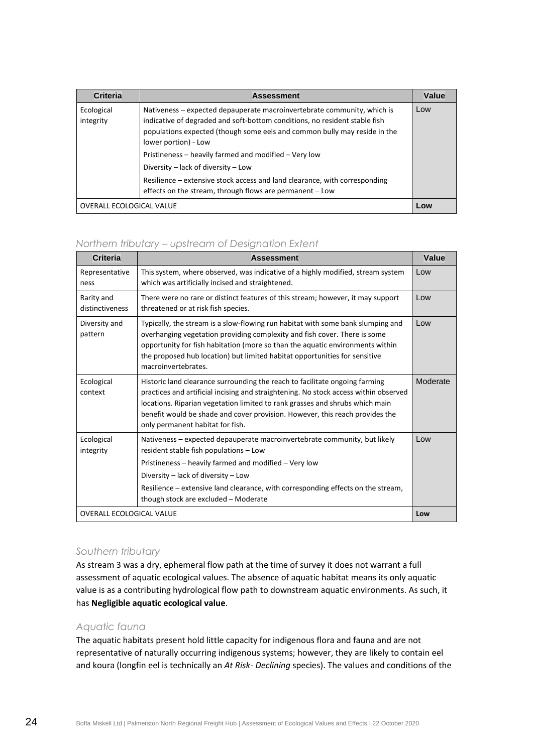| Criteria | Assessment | Value |
|---|---|---|
| Ecological integrity | Nativeness – expected depauperate macroinvertebrate community, which is indicative of degraded and soft-bottom conditions, no resident stable fish populations expected (though some eels and common bully may reside in the lower portion) - Low<br><br>Pristineness – heavily farmed and modified – Very low<br><br>Diversity – lack of diversity – Low<br><br>Resilience – extensive stock access and land clearance, with corresponding effects on the stream, through flows are permanent – Low | Low |
| OVERALL ECOLOGICAL VALUE | | **Low** |

### *Northern tributary – upstream of Designation Extent*

| Criteria | Assessment | Value |
|---|---|---|
| Representativeness | This system, where observed, was indicative of a highly modified, stream system which was artificially incised and straightened. | Low |
| Rarity and distinctiveness | There were no rare or distinct features of this stream; however, it may support threatened or at risk fish species. | Low |
| Diversity and pattern | Typically, the stream is a slow-flowing run habitat with some bank slumping and overhanging vegetation providing complexity and fish cover. There is some opportunity for fish habitation (more so than the aquatic environments within the proposed hub location) but limited habitat opportunities for sensitive macroinvertebrates. | Low |
| Ecological context | Historic land clearance surrounding the reach to facilitate ongoing farming practices and artificial incising and straightening. No stock access within observed locations. Riparian vegetation limited to rank grasses and shrubs which main benefit would be shade and cover provision. However, this reach provides the only permanent habitat for fish. | Moderate |
| Ecological integrity | Nativeness – expected depauperate macroinvertebrate community, but likely resident stable fish populations – Low<br><br>Pristineness – heavily farmed and modified – Very low<br><br>Diversity – lack of diversity – Low<br><br>Resilience – extensive land clearance, with corresponding effects on the stream, though stock are excluded – Moderate | Low |
| OVERALL ECOLOGICAL VALUE | | **Low** |

### *Southern tributary*

As stream 3 was a dry, ephemeral flow path at the time of survey it does not warrant a full assessment of aquatic ecological values. The absence of aquatic habitat means its only aquatic value is as a contributing hydrological flow path to downstream aquatic environments. As such, it has **Negligible aquatic ecological value**.

### *Aquatic fauna*

The aquatic habitats present hold little capacity for indigenous flora and fauna and are not representative of naturally occurring indigenous systems; however, they are likely to contain eel and koura (longfin eel is technically an *At Risk- Declining* species). The values and conditions of the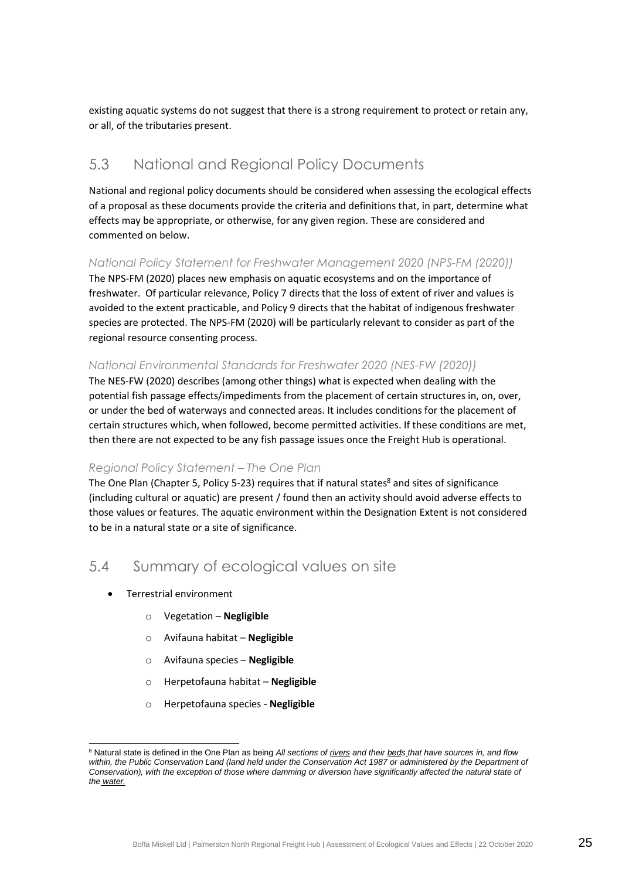existing aquatic systems do not suggest that there is a strong requirement to protect or retain any, or all, of the tributaries present.

## 5.3 National and Regional Policy Documents

National and regional policy documents should be considered when assessing the ecological effects of a proposal as these documents provide the criteria and definitions that, in part, determine what effects may be appropriate, or otherwise, for any given region. These are considered and commented on below.

### *National Policy Statement for Freshwater Management 2020 (NPS-FM (2020))*

The NPS-FM (2020) places new emphasis on aquatic ecosystems and on the importance of freshwater. Of particular relevance, Policy 7 directs that the loss of extent of river and values is avoided to the extent practicable, and Policy 9 directs that the habitat of indigenous freshwater species are protected. The NPS-FM (2020) will be particularly relevant to consider as part of the regional resource consenting process.

### *National Environmental Standards for Freshwater 2020 (NES-FW (2020))*

The NES-FW (2020) describes (among other things) what is expected when dealing with the potential fish passage effects/impediments from the placement of certain structures in, on, over, or under the bed of waterways and connected areas. It includes conditions for the placement of certain structures which, when followed, become permitted activities. If these conditions are met, then there are not expected to be any fish passage issues once the Freight Hub is operational.

### *Regional Policy Statement – The One Plan*

The One Plan (Chapter 5, Policy 5-23) requires that if natural states[8] and sites of significance (including cultural or aquatic) are present / found then an activity should avoid adverse effects to those values or features. The aquatic environment within the Designation Extent is not considered to be in a natural state or a site of significance.

## 5.4 Summary of ecological values on site

- Terrestrial environment
  - Vegetation – **Negligible**
  - Avifauna habitat – **Negligible**
  - Avifauna species – **Negligible**
  - Herpetofauna habitat – **Negligible**
  - Herpetofauna species - **Negligible**

[8] Natural state is defined in the One Plan as being *All sections of rivers and their beds that have sources in, and flow within, the Public Conservation Land (land held under the Conservation Act 1987 or administered by the Department of Conservation), with the exception of those where damming or diversion have significantly affected the natural state of the water.*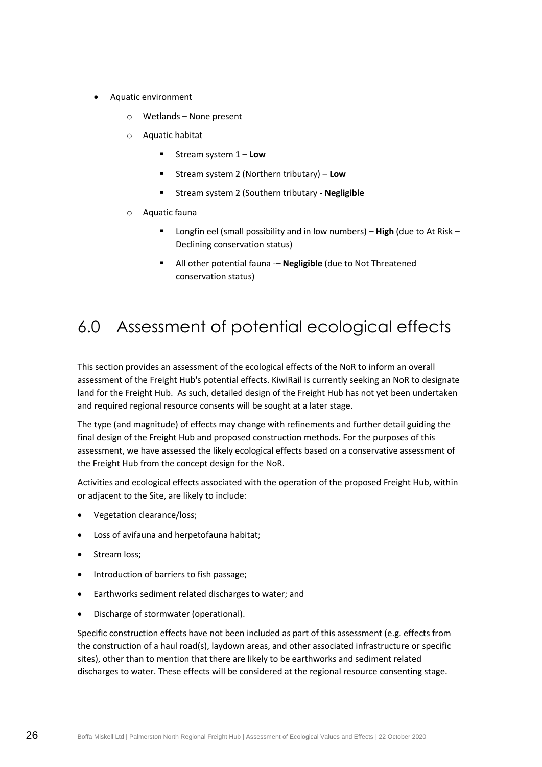- Aquatic environment
    - Wetlands – None present
    - Aquatic habitat
        - Stream system 1 – **Low**
        - Stream system 2 (Northern tributary) – **Low**
        - Stream system 2 (Southern tributary - **Negligible**
    - Aquatic fauna
        - Longfin eel (small possibility and in low numbers) – **High** (due to At Risk – Declining conservation status)
        - All other potential fauna -– **Negligible** (due to Not Threatened conservation status)

# 6.0 Assessment of potential ecological effects

This section provides an assessment of the ecological effects of the NoR to inform an overall assessment of the Freight Hub's potential effects. KiwiRail is currently seeking an NoR to designate land for the Freight Hub. As such, detailed design of the Freight Hub has not yet been undertaken and required regional resource consents will be sought at a later stage.

The type (and magnitude) of effects may change with refinements and further detail guiding the final design of the Freight Hub and proposed construction methods. For the purposes of this assessment, we have assessed the likely ecological effects based on a conservative assessment of the Freight Hub from the concept design for the NoR.

Activities and ecological effects associated with the operation of the proposed Freight Hub, within or adjacent to the Site, are likely to include:

- Vegetation clearance/loss;
- Loss of avifauna and herpetofauna habitat;
- Stream loss;
- Introduction of barriers to fish passage;
- Earthworks sediment related discharges to water; and
- Discharge of stormwater (operational).

Specific construction effects have not been included as part of this assessment (e.g. effects from the construction of a haul road(s), laydown areas, and other associated infrastructure or specific sites), other than to mention that there are likely to be earthworks and sediment related discharges to water. These effects will be considered at the regional resource consenting stage.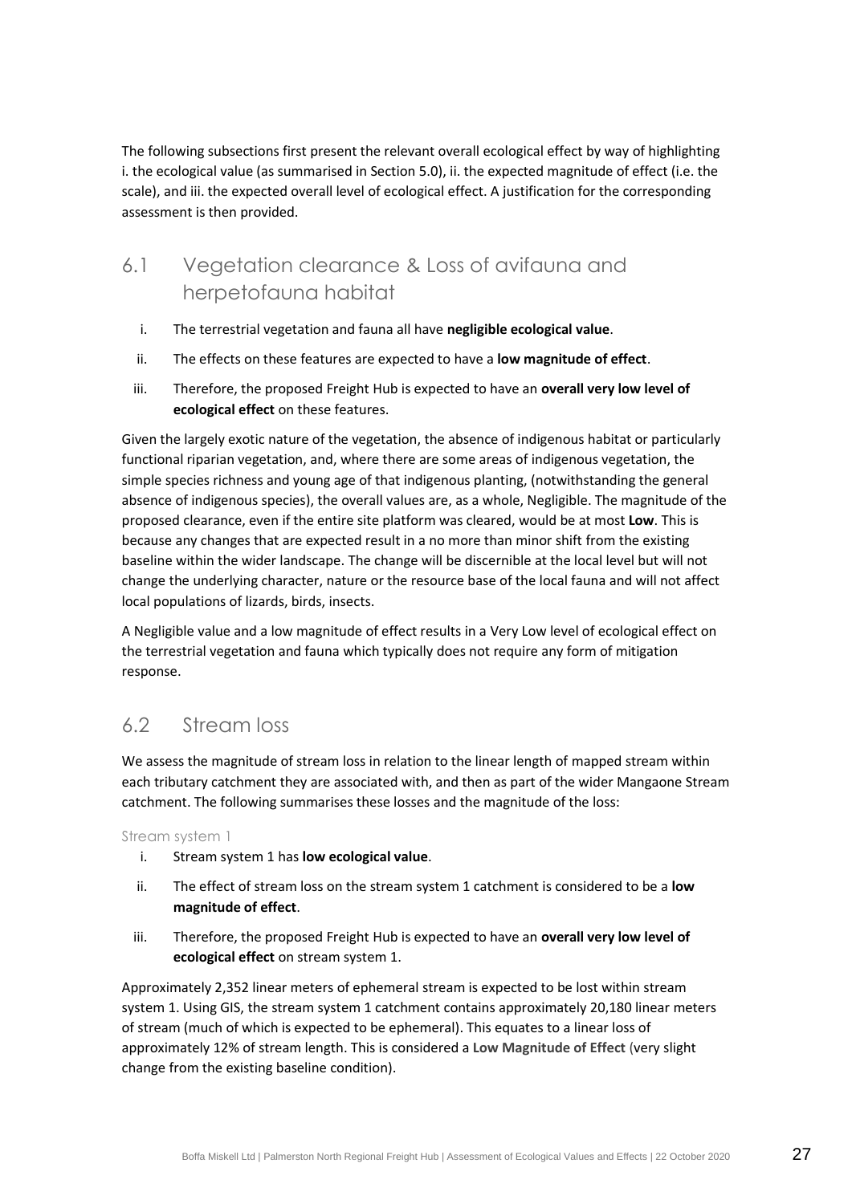The following subsections first present the relevant overall ecological effect by way of highlighting i. the ecological value (as summarised in Section 5.0), ii. the expected magnitude of effect (i.e. the scale), and iii. the expected overall level of ecological effect. A justification for the corresponding assessment is then provided.

## 6.1 Vegetation clearance & Loss of avifauna and herpetofauna habitat

i. The terrestrial vegetation and fauna all have **negligible ecological value**.

ii. The effects on these features are expected to have a **low magnitude of effect**.

iii. Therefore, the proposed Freight Hub is expected to have an **overall very low level of ecological effect** on these features.

Given the largely exotic nature of the vegetation, the absence of indigenous habitat or particularly functional riparian vegetation, and, where there are some areas of indigenous vegetation, the simple species richness and young age of that indigenous planting, (notwithstanding the general absence of indigenous species), the overall values are, as a whole, Negligible. The magnitude of the proposed clearance, even if the entire site platform was cleared, would be at most **Low**. This is because any changes that are expected result in a no more than minor shift from the existing baseline within the wider landscape. The change will be discernible at the local level but will not change the underlying character, nature or the resource base of the local fauna and will not affect local populations of lizards, birds, insects.

A Negligible value and a low magnitude of effect results in a Very Low level of ecological effect on the terrestrial vegetation and fauna which typically does not require any form of mitigation response.

## 6.2 Stream loss

We assess the magnitude of stream loss in relation to the linear length of mapped stream within each tributary catchment they are associated with, and then as part of the wider Mangaone Stream catchment. The following summarises these losses and the magnitude of the loss:

### Stream system 1

i. Stream system 1 has **low ecological value**.

ii. The effect of stream loss on the stream system 1 catchment is considered to be a **low magnitude of effect**.

iii. Therefore, the proposed Freight Hub is expected to have an **overall very low level of ecological effect** on stream system 1.

Approximately 2,352 linear meters of ephemeral stream is expected to be lost within stream system 1. Using GIS, the stream system 1 catchment contains approximately 20,180 linear meters of stream (much of which is expected to be ephemeral). This equates to a linear loss of approximately 12% of stream length. This is considered a **Low Magnitude of Effect** (very slight change from the existing baseline condition).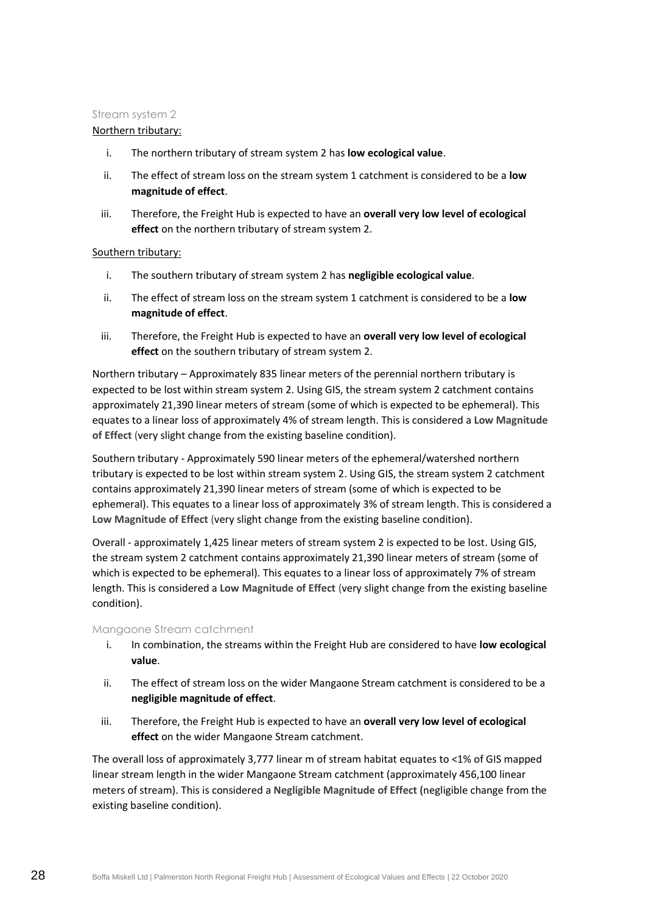### Stream system 2

Northern tributary:

i. The northern tributary of stream system 2 has **low ecological value**.

ii. The effect of stream loss on the stream system 1 catchment is considered to be a **low magnitude of effect**.

iii. Therefore, the Freight Hub is expected to have an **overall very low level of ecological effect** on the northern tributary of stream system 2.

Southern tributary:

i. The southern tributary of stream system 2 has **negligible ecological value**.

ii. The effect of stream loss on the stream system 1 catchment is considered to be a **low magnitude of effect**.

iii. Therefore, the Freight Hub is expected to have an **overall very low level of ecological effect** on the southern tributary of stream system 2.

Northern tributary – Approximately 835 linear meters of the perennial northern tributary is expected to be lost within stream system 2. Using GIS, the stream system 2 catchment contains approximately 21,390 linear meters of stream (some of which is expected to be ephemeral). This equates to a linear loss of approximately 4% of stream length. This is considered a **Low Magnitude of Effect** (very slight change from the existing baseline condition).

Southern tributary - Approximately 590 linear meters of the ephemeral/watershed northern tributary is expected to be lost within stream system 2. Using GIS, the stream system 2 catchment contains approximately 21,390 linear meters of stream (some of which is expected to be ephemeral). This equates to a linear loss of approximately 3% of stream length. This is considered a **Low Magnitude of Effect** (very slight change from the existing baseline condition).

Overall - approximately 1,425 linear meters of stream system 2 is expected to be lost. Using GIS, the stream system 2 catchment contains approximately 21,390 linear meters of stream (some of which is expected to be ephemeral). This equates to a linear loss of approximately 7% of stream length. This is considered a **Low Magnitude of Effect** (very slight change from the existing baseline condition).

### Mangaone Stream catchment

i. In combination, the streams within the Freight Hub are considered to have **low ecological value**.

ii. The effect of stream loss on the wider Mangaone Stream catchment is considered to be a **negligible magnitude of effect**.

iii. Therefore, the Freight Hub is expected to have an **overall very low level of ecological effect** on the wider Mangaone Stream catchment.

The overall loss of approximately 3,777 linear m of stream habitat equates to <1% of GIS mapped linear stream length in the wider Mangaone Stream catchment (approximately 456,100 linear meters of stream). This is considered a **Negligible Magnitude of Effect (**negligible change from the existing baseline condition).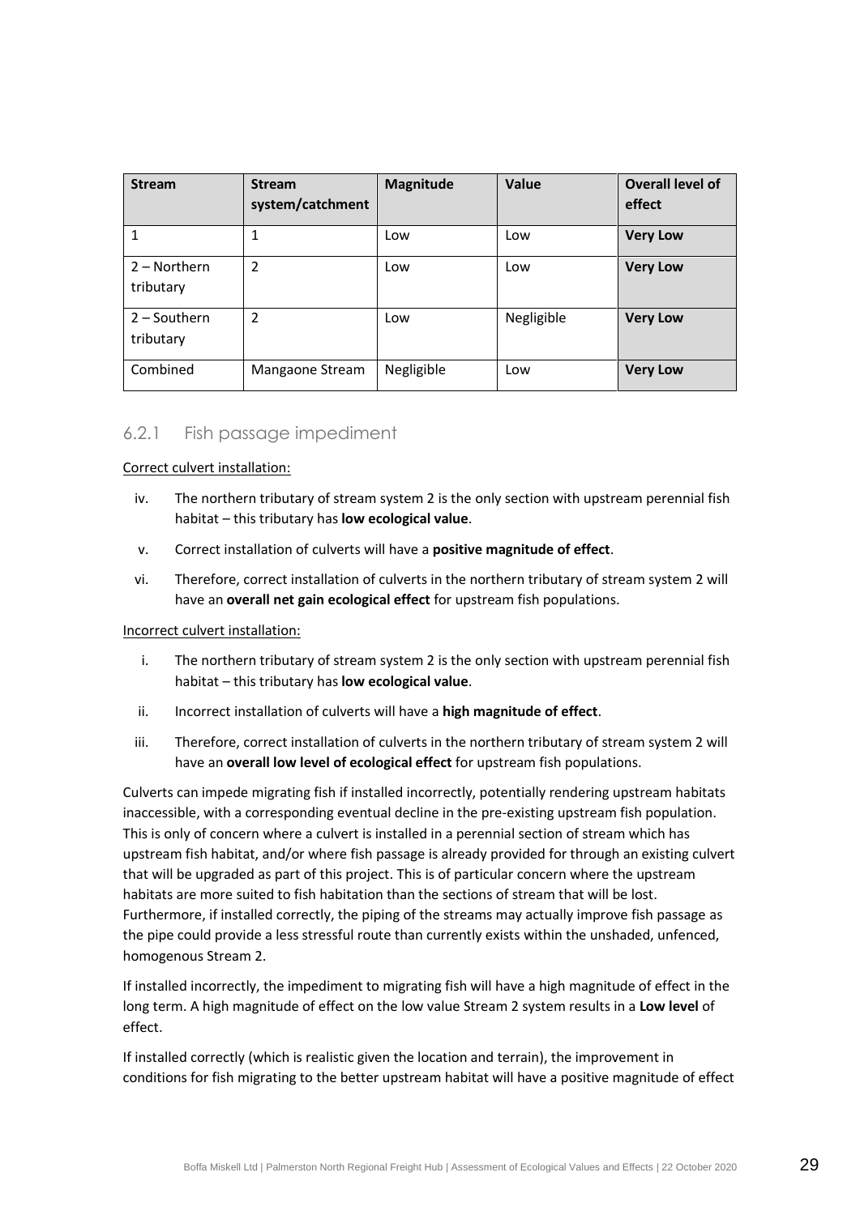| Stream | Stream system/catchment | Magnitude | Value | Overall level of effect |
|---|---|---|---|---|
| 1 | 1 | Low | Low | **Very Low** |
| 2 – Northern tributary | 2 | Low | Low | **Very Low** |
| 2 – Southern tributary | 2 | Low | Negligible | **Very Low** |
| Combined | Mangaone Stream | Negligible | Low | **Very Low** |

### 6.2.1 Fish passage impediment

Correct culvert installation:

iv. The northern tributary of stream system 2 is the only section with upstream perennial fish habitat – this tributary has **low ecological value**.

v. Correct installation of culverts will have a **positive magnitude of effect**.

vi. Therefore, correct installation of culverts in the northern tributary of stream system 2 will have an **overall net gain ecological effect** for upstream fish populations.

Incorrect culvert installation:

i. The northern tributary of stream system 2 is the only section with upstream perennial fish habitat – this tributary has **low ecological value**.

ii. Incorrect installation of culverts will have a **high magnitude of effect**.

iii. Therefore, correct installation of culverts in the northern tributary of stream system 2 will have an **overall low level of ecological effect** for upstream fish populations.

Culverts can impede migrating fish if installed incorrectly, potentially rendering upstream habitats inaccessible, with a corresponding eventual decline in the pre-existing upstream fish population. This is only of concern where a culvert is installed in a perennial section of stream which has upstream fish habitat, and/or where fish passage is already provided for through an existing culvert that will be upgraded as part of this project. This is of particular concern where the upstream habitats are more suited to fish habitation than the sections of stream that will be lost. Furthermore, if installed correctly, the piping of the streams may actually improve fish passage as the pipe could provide a less stressful route than currently exists within the unshaded, unfenced, homogenous Stream 2.

If installed incorrectly, the impediment to migrating fish will have a high magnitude of effect in the long term. A high magnitude of effect on the low value Stream 2 system results in a **Low level** of effect.

If installed correctly (which is realistic given the location and terrain), the improvement in conditions for fish migrating to the better upstream habitat will have a positive magnitude of effect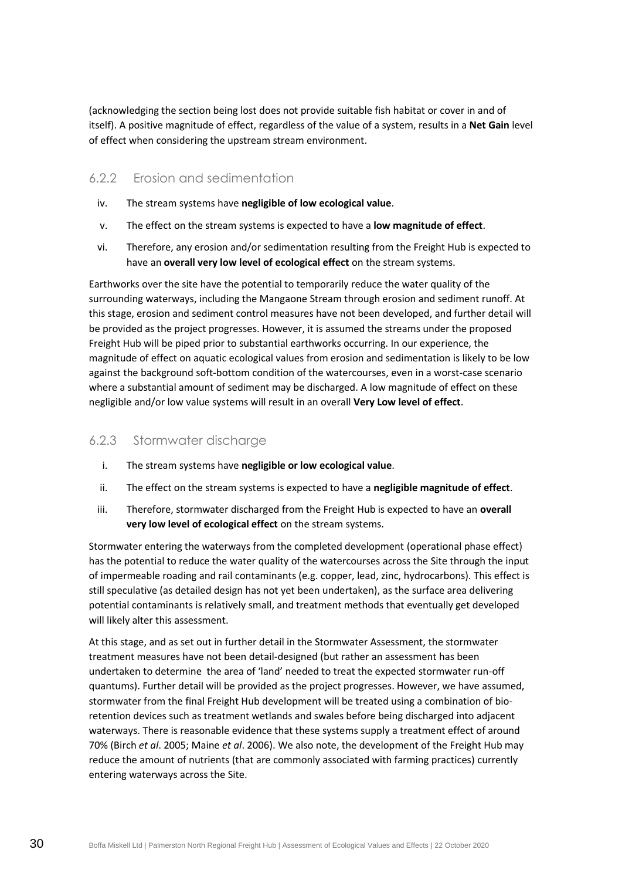(acknowledging the section being lost does not provide suitable fish habitat or cover in and of itself). A positive magnitude of effect, regardless of the value of a system, results in a **Net Gain** level of effect when considering the upstream stream environment.

### 6.2.2 Erosion and sedimentation

iv. The stream systems have **negligible of low ecological value**.

v. The effect on the stream systems is expected to have a **low magnitude of effect**.

vi. Therefore, any erosion and/or sedimentation resulting from the Freight Hub is expected to have an **overall very low level of ecological effect** on the stream systems.

Earthworks over the site have the potential to temporarily reduce the water quality of the surrounding waterways, including the Mangaone Stream through erosion and sediment runoff. At this stage, erosion and sediment control measures have not been developed, and further detail will be provided as the project progresses. However, it is assumed the streams under the proposed Freight Hub will be piped prior to substantial earthworks occurring. In our experience, the magnitude of effect on aquatic ecological values from erosion and sedimentation is likely to be low against the background soft-bottom condition of the watercourses, even in a worst-case scenario where a substantial amount of sediment may be discharged. A low magnitude of effect on these negligible and/or low value systems will result in an overall **Very Low level of effect**.

### 6.2.3 Stormwater discharge

i. The stream systems have **negligible or low ecological value**.

ii. The effect on the stream systems is expected to have a **negligible magnitude of effect**.

iii. Therefore, stormwater discharged from the Freight Hub is expected to have an **overall very low level of ecological effect** on the stream systems.

Stormwater entering the waterways from the completed development (operational phase effect) has the potential to reduce the water quality of the watercourses across the Site through the input of impermeable roading and rail contaminants (e.g. copper, lead, zinc, hydrocarbons). This effect is still speculative (as detailed design has not yet been undertaken), as the surface area delivering potential contaminants is relatively small, and treatment methods that eventually get developed will likely alter this assessment.

At this stage, and as set out in further detail in the Stormwater Assessment, the stormwater treatment measures have not been detail-designed (but rather an assessment has been undertaken to determine the area of 'land' needed to treat the expected stormwater run-off quantums). Further detail will be provided as the project progresses. However, we have assumed, stormwater from the final Freight Hub development will be treated using a combination of bio-retention devices such as treatment wetlands and swales before being discharged into adjacent waterways. There is reasonable evidence that these systems supply a treatment effect of around 70% (Birch *et al*. 2005; Maine *et al*. 2006). We also note, the development of the Freight Hub may reduce the amount of nutrients (that are commonly associated with farming practices) currently entering waterways across the Site.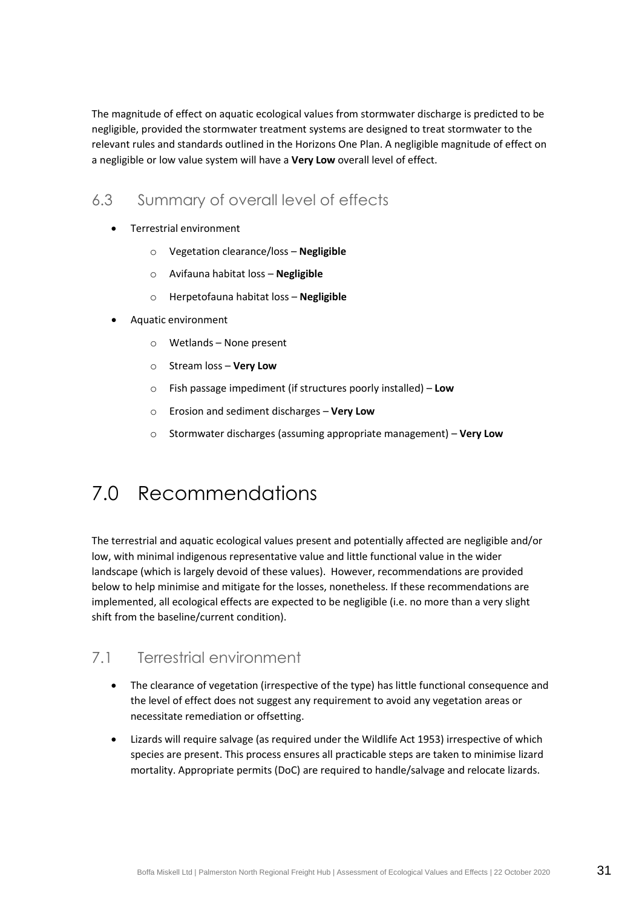The magnitude of effect on aquatic ecological values from stormwater discharge is predicted to be negligible, provided the stormwater treatment systems are designed to treat stormwater to the relevant rules and standards outlined in the Horizons One Plan. A negligible magnitude of effect on a negligible or low value system will have a **Very Low** overall level of effect.

## 6.3 Summary of overall level of effects

- Terrestrial environment
    - Vegetation clearance/loss – **Negligible**
    - Avifauna habitat loss – **Negligible**
    - Herpetofauna habitat loss – **Negligible**
- Aquatic environment
    - Wetlands – None present
    - Stream loss – **Very Low**
    - Fish passage impediment (if structures poorly installed) – **Low**
    - Erosion and sediment discharges – **Very Low**
    - Stormwater discharges (assuming appropriate management) – **Very Low**

# 7.0 Recommendations

The terrestrial and aquatic ecological values present and potentially affected are negligible and/or low, with minimal indigenous representative value and little functional value in the wider landscape (which is largely devoid of these values). However, recommendations are provided below to help minimise and mitigate for the losses, nonetheless. If these recommendations are implemented, all ecological effects are expected to be negligible (i.e. no more than a very slight shift from the baseline/current condition).

## 7.1 Terrestrial environment

- The clearance of vegetation (irrespective of the type) has little functional consequence and the level of effect does not suggest any requirement to avoid any vegetation areas or necessitate remediation or offsetting.
- Lizards will require salvage (as required under the Wildlife Act 1953) irrespective of which species are present. This process ensures all practicable steps are taken to minimise lizard mortality. Appropriate permits (DoC) are required to handle/salvage and relocate lizards.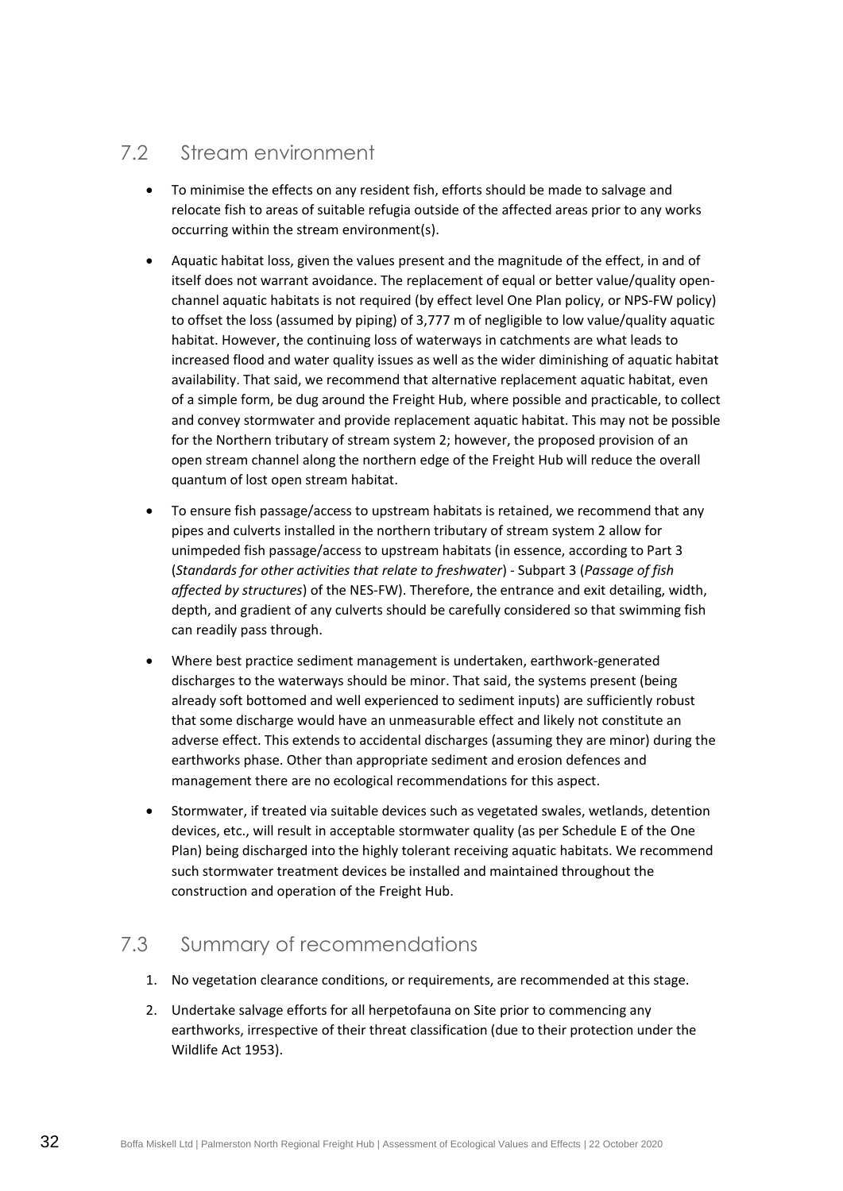## 7.2 Stream environment

- To minimise the effects on any resident fish, efforts should be made to salvage and relocate fish to areas of suitable refugia outside of the affected areas prior to any works occurring within the stream environment(s).
- Aquatic habitat loss, given the values present and the magnitude of the effect, in and of itself does not warrant avoidance. The replacement of equal or better value/quality open-channel aquatic habitats is not required (by effect level One Plan policy, or NPS-FW policy) to offset the loss (assumed by piping) of 3,777 m of negligible to low value/quality aquatic habitat. However, the continuing loss of waterways in catchments are what leads to increased flood and water quality issues as well as the wider diminishing of aquatic habitat availability. That said, we recommend that alternative replacement aquatic habitat, even of a simple form, be dug around the Freight Hub, where possible and practicable, to collect and convey stormwater and provide replacement aquatic habitat. This may not be possible for the Northern tributary of stream system 2; however, the proposed provision of an open stream channel along the northern edge of the Freight Hub will reduce the overall quantum of lost open stream habitat.
- To ensure fish passage/access to upstream habitats is retained, we recommend that any pipes and culverts installed in the northern tributary of stream system 2 allow for unimpeded fish passage/access to upstream habitats (in essence, according to Part 3 (*Standards for other activities that relate to freshwater*) - Subpart 3 (*Passage of fish affected by structures*) of the NES-FW). Therefore, the entrance and exit detailing, width, depth, and gradient of any culverts should be carefully considered so that swimming fish can readily pass through.
- Where best practice sediment management is undertaken, earthwork-generated discharges to the waterways should be minor. That said, the systems present (being already soft bottomed and well experienced to sediment inputs) are sufficiently robust that some discharge would have an unmeasurable effect and likely not constitute an adverse effect. This extends to accidental discharges (assuming they are minor) during the earthworks phase. Other than appropriate sediment and erosion defences and management there are no ecological recommendations for this aspect.
- Stormwater, if treated via suitable devices such as vegetated swales, wetlands, detention devices, etc., will result in acceptable stormwater quality (as per Schedule E of the One Plan) being discharged into the highly tolerant receiving aquatic habitats. We recommend such stormwater treatment devices be installed and maintained throughout the construction and operation of the Freight Hub.

## 7.3 Summary of recommendations

1. No vegetation clearance conditions, or requirements, are recommended at this stage.
2. Undertake salvage efforts for all herpetofauna on Site prior to commencing any earthworks, irrespective of their threat classification (due to their protection under the Wildlife Act 1953).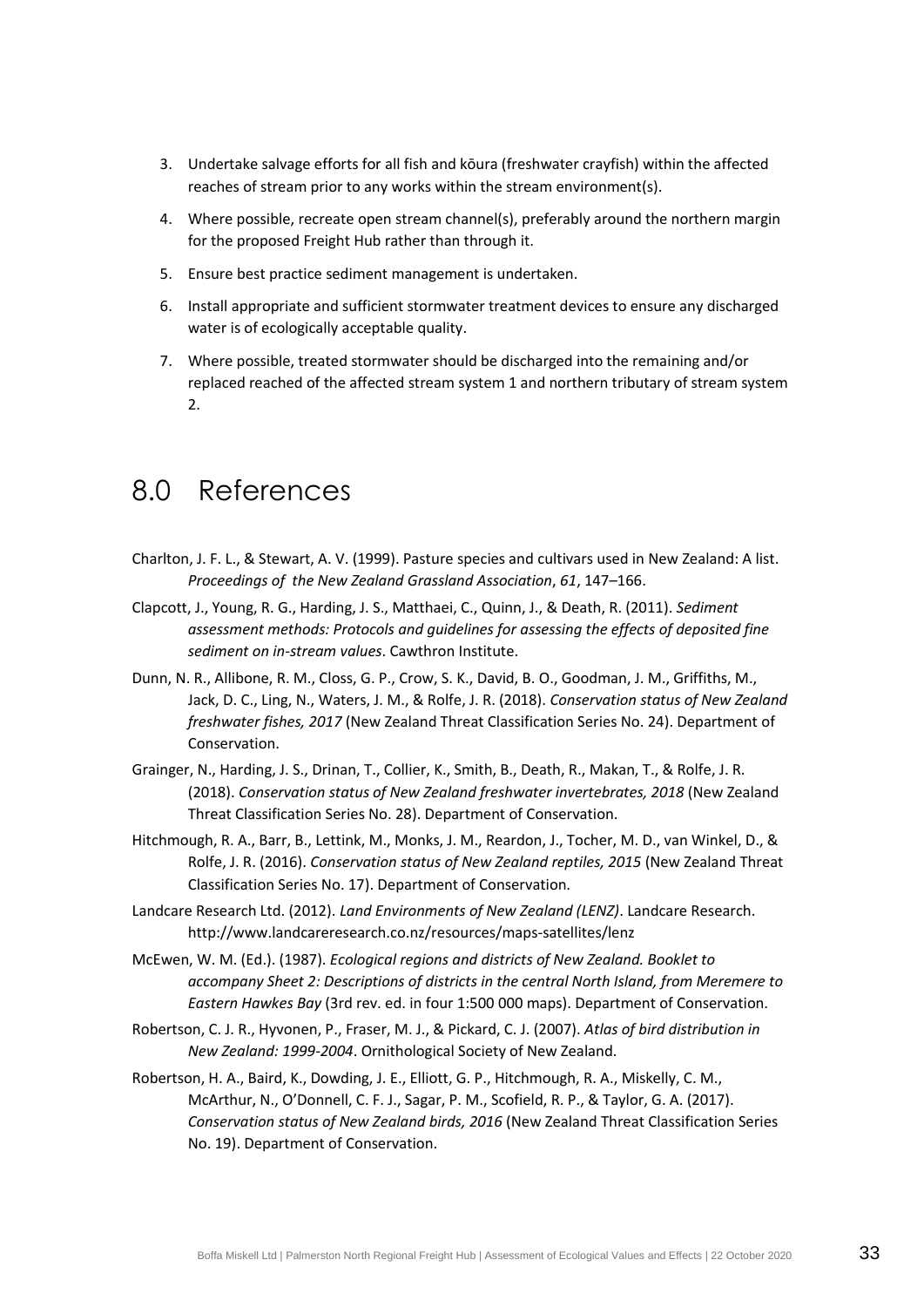3. Undertake salvage efforts for all fish and kōura (freshwater crayfish) within the affected reaches of stream prior to any works within the stream environment(s).
4. Where possible, recreate open stream channel(s), preferably around the northern margin for the proposed Freight Hub rather than through it.
5. Ensure best practice sediment management is undertaken.
6. Install appropriate and sufficient stormwater treatment devices to ensure any discharged water is of ecologically acceptable quality.
7. Where possible, treated stormwater should be discharged into the remaining and/or replaced reached of the affected stream system 1 and northern tributary of stream system 2.

# 8.0 References

Charlton, J. F. L., & Stewart, A. V. (1999). Pasture species and cultivars used in New Zealand: A list. *Proceedings of the New Zealand Grassland Association*, *61*, 147–166.

Clapcott, J., Young, R. G., Harding, J. S., Matthaei, C., Quinn, J., & Death, R. (2011). *Sediment assessment methods: Protocols and guidelines for assessing the effects of deposited fine sediment on in-stream values*. Cawthron Institute.

Dunn, N. R., Allibone, R. M., Closs, G. P., Crow, S. K., David, B. O., Goodman, J. M., Griffiths, M., Jack, D. C., Ling, N., Waters, J. M., & Rolfe, J. R. (2018). *Conservation status of New Zealand freshwater fishes, 2017* (New Zealand Threat Classification Series No. 24). Department of Conservation.

Grainger, N., Harding, J. S., Drinan, T., Collier, K., Smith, B., Death, R., Makan, T., & Rolfe, J. R. (2018). *Conservation status of New Zealand freshwater invertebrates, 2018* (New Zealand Threat Classification Series No. 28). Department of Conservation.

Hitchmough, R. A., Barr, B., Lettink, M., Monks, J. M., Reardon, J., Tocher, M. D., van Winkel, D., & Rolfe, J. R. (2016). *Conservation status of New Zealand reptiles, 2015* (New Zealand Threat Classification Series No. 17). Department of Conservation.

Landcare Research Ltd. (2012). *Land Environments of New Zealand (LENZ)*. Landcare Research. http://www.landcareresearch.co.nz/resources/maps-satellites/lenz

McEwen, W. M. (Ed.). (1987). *Ecological regions and districts of New Zealand. Booklet to accompany Sheet 2: Descriptions of districts in the central North Island, from Meremere to Eastern Hawkes Bay* (3rd rev. ed. in four 1:500 000 maps). Department of Conservation.

Robertson, C. J. R., Hyvonen, P., Fraser, M. J., & Pickard, C. J. (2007). *Atlas of bird distribution in New Zealand: 1999-2004*. Ornithological Society of New Zealand.

Robertson, H. A., Baird, K., Dowding, J. E., Elliott, G. P., Hitchmough, R. A., Miskelly, C. M., McArthur, N., O'Donnell, C. F. J., Sagar, P. M., Scofield, R. P., & Taylor, G. A. (2017). *Conservation status of New Zealand birds, 2016* (New Zealand Threat Classification Series No. 19). Department of Conservation.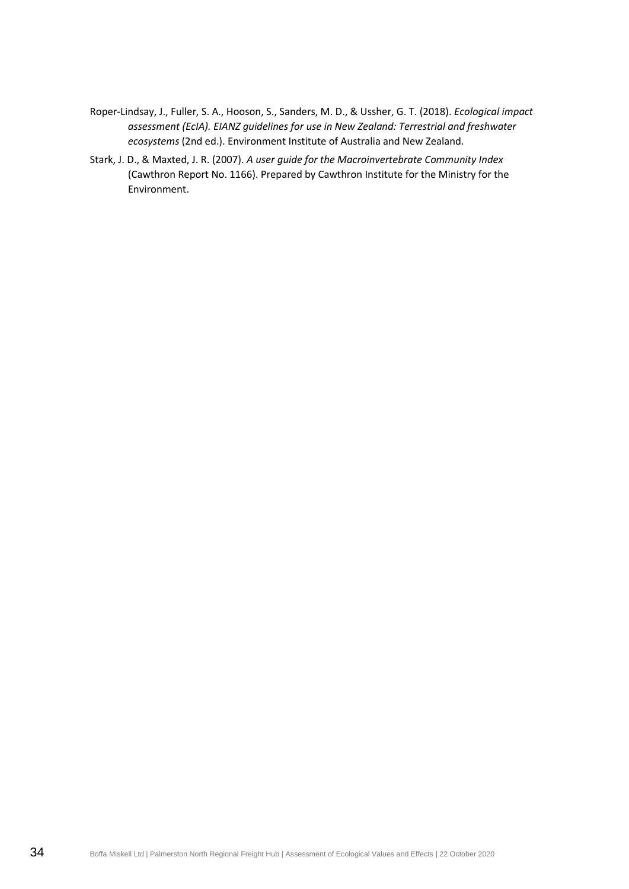Roper-Lindsay, J., Fuller, S. A., Hooson, S., Sanders, M. D., & Ussher, G. T. (2018). *Ecological impact assessment (EcIA). EIANZ guidelines for use in New Zealand: Terrestrial and freshwater ecosystems* (2nd ed.). Environment Institute of Australia and New Zealand.

Stark, J. D., & Maxted, J. R. (2007). *A user guide for the Macroinvertebrate Community Index* (Cawthron Report No. 1166). Prepared by Cawthron Institute for the Ministry for the Environment.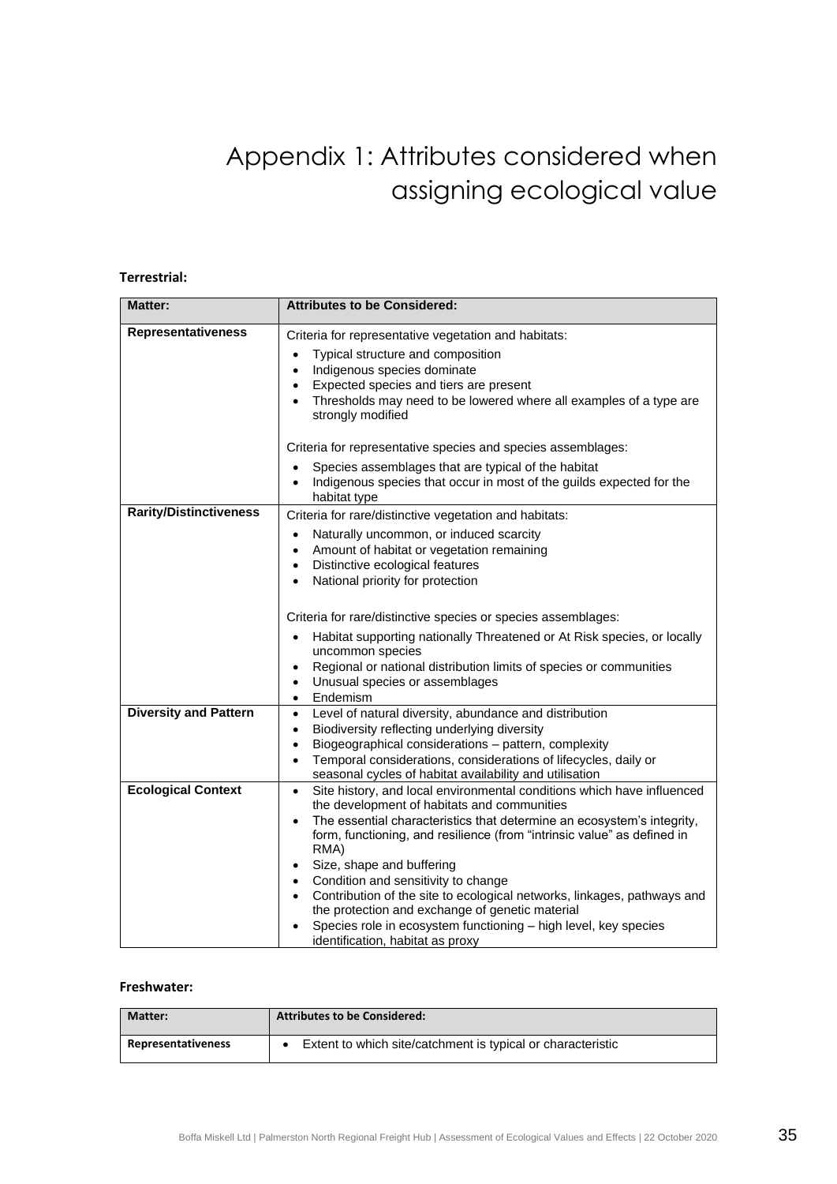# Appendix 1: Attributes considered when assigning ecological value

**Terrestrial:**

| Matter: | Attributes to be Considered: |
|---|---|
| **Representativeness** | Criteria for representative vegetation and habitats:<br>• Typical structure and composition<br>• Indigenous species dominate<br>• Expected species and tiers are present<br>• Thresholds may need to be lowered where all examples of a type are strongly modified<br><br>Criteria for representative species and species assemblages:<br>• Species assemblages that are typical of the habitat<br>• Indigenous species that occur in most of the guilds expected for the habitat type |
| **Rarity/Distinctiveness** | Criteria for rare/distinctive vegetation and habitats:<br>• Naturally uncommon, or induced scarcity<br>• Amount of habitat or vegetation remaining<br>• Distinctive ecological features<br>• National priority for protection<br><br>Criteria for rare/distinctive species or species assemblages:<br>• Habitat supporting nationally Threatened or At Risk species, or locally uncommon species<br>• Regional or national distribution limits of species or communities<br>• Unusual species or assemblages<br>• Endemism |
| **Diversity and Pattern** | • Level of natural diversity, abundance and distribution<br>• Biodiversity reflecting underlying diversity<br>• Biogeographical considerations – pattern, complexity<br>• Temporal considerations, considerations of lifecycles, daily or seasonal cycles of habitat availability and utilisation |
| **Ecological Context** | • Site history, and local environmental conditions which have influenced the development of habitats and communities<br>• The essential characteristics that determine an ecosystem's integrity, form, functioning, and resilience (from "intrinsic value" as defined in RMA)<br>• Size, shape and buffering<br>• Condition and sensitivity to change<br>• Contribution of the site to ecological networks, linkages, pathways and the protection and exchange of genetic material<br>• Species role in ecosystem functioning – high level, key species identification, habitat as proxy |

**Freshwater:**

| Matter: | Attributes to be Considered: |
|---|---|
| **Representativeness** | • Extent to which site/catchment is typical or characteristic |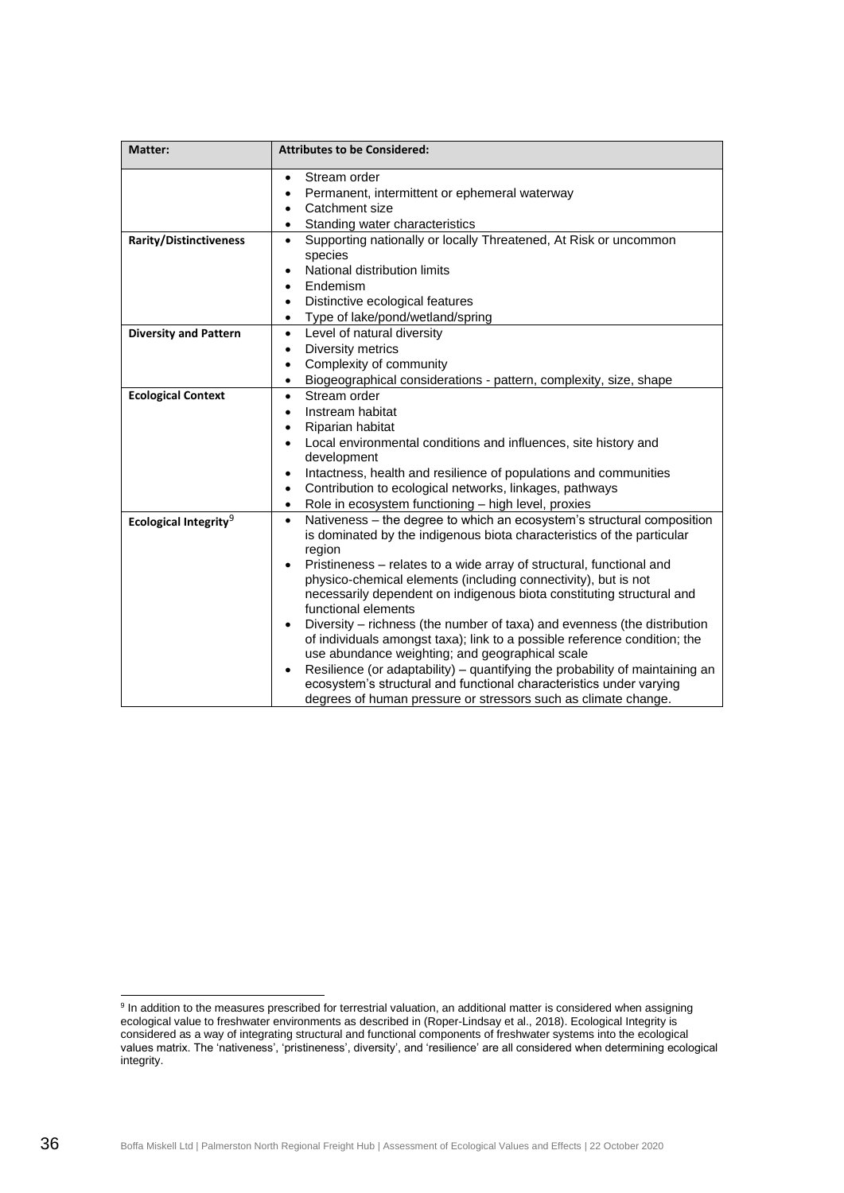| Matter: | Attributes to be Considered: |
|---|---|
| | • Stream order<br>• Permanent, intermittent or ephemeral waterway<br>• Catchment size<br>• Standing water characteristics |
| **Rarity/Distinctiveness** | • Supporting nationally or locally Threatened, At Risk or uncommon species<br>• National distribution limits<br>• Endemism<br>• Distinctive ecological features<br>• Type of lake/pond/wetland/spring |
| **Diversity and Pattern** | • Level of natural diversity<br>• Diversity metrics<br>• Complexity of community<br>• Biogeographical considerations - pattern, complexity, size, shape |
| **Ecological Context** | • Stream order<br>• Instream habitat<br>• Riparian habitat<br>• Local environmental conditions and influences, site history and development<br>• Intactness, health and resilience of populations and communities<br>• Contribution to ecological networks, linkages, pathways<br>• Role in ecosystem functioning – high level, proxies |
| **Ecological Integrity**[9] | • Nativeness – the degree to which an ecosystem's structural composition is dominated by the indigenous biota characteristics of the particular region<br>• Pristineness – relates to a wide array of structural, functional and physico-chemical elements (including connectivity), but is not necessarily dependent on indigenous biota constituting structural and functional elements<br>• Diversity – richness (the number of taxa) and evenness (the distribution of individuals amongst taxa); link to a possible reference condition; the use abundance weighting; and geographical scale<br>• Resilience (or adaptability) – quantifying the probability of maintaining an ecosystem's structural and functional characteristics under varying degrees of human pressure or stressors such as climate change. |

[9] In addition to the measures prescribed for terrestrial valuation, an additional matter is considered when assigning ecological value to freshwater environments as described in (Roper-Lindsay et al., 2018). Ecological Integrity is considered as a way of integrating structural and functional components of freshwater systems into the ecological values matrix. The 'nativeness', 'pristineness', diversity', and 'resilience' are all considered when determining ecological integrity.